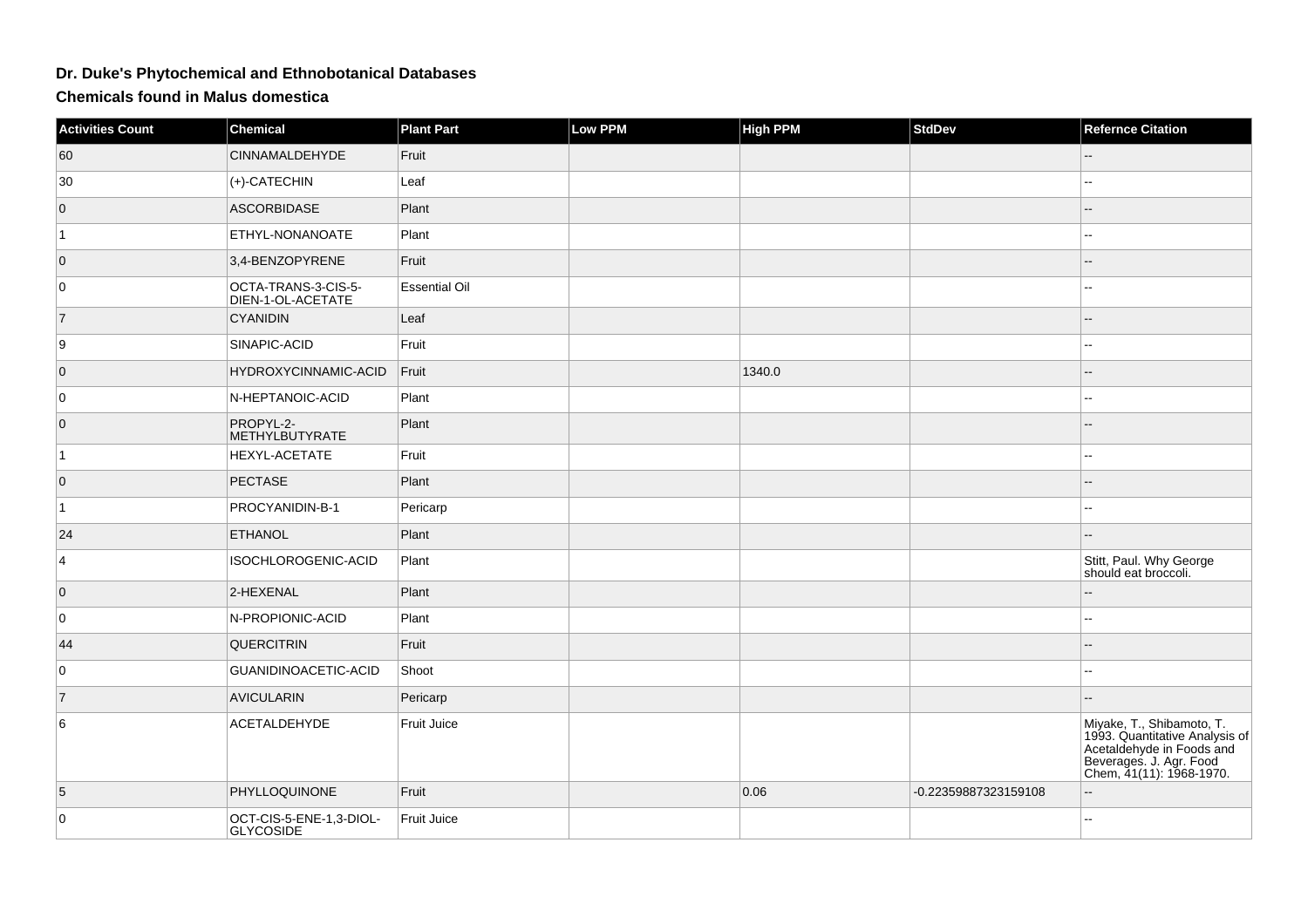# Dr. Duke's Phytochemical and Ethnobotanical Databases

## Chemicals found in Malus domestica

| Activities Count | Chemical | Plant Part | Low PPM | High PPM | StdDev | Refernce Citation |
|---|---|---|---|---|---|---|
| 60 | CINNAMALDEHYDE | Fruit | | | | -- |
| 30 | (+)-CATECHIN | Leaf | | | | -- |
| 0 | ASCORBIDASE | Plant | | | | -- |
| 1 | ETHYL-NONANOATE | Plant | | | | -- |
| 0 | 3,4-BENZOPYRENE | Fruit | | | | -- |
| 0 | OCTA-TRANS-3-CIS-5-DIEN-1-OL-ACETATE | Essential Oil | | | | -- |
| 7 | CYANIDIN | Leaf | | | | -- |
| 9 | SINAPIC-ACID | Fruit | | | | -- |
| 0 | HYDROXYCINNAMIC-ACID | Fruit | | 1340.0 | | -- |
| 0 | N-HEPTANOIC-ACID | Plant | | | | -- |
| 0 | PROPYL-2-METHYLBUTYRATE | Plant | | | | -- |
| 1 | HEXYL-ACETATE | Fruit | | | | -- |
| 0 | PECTASE | Plant | | | | -- |
| 1 | PROCYANIDIN-B-1 | Pericarp | | | | -- |
| 24 | ETHANOL | Plant | | | | -- |
| 4 | ISOCHLOROGENIC-ACID | Plant | | | | Stitt, Paul. Why George should eat broccoli. |
| 0 | 2-HEXENAL | Plant | | | | -- |
| 0 | N-PROPIONIC-ACID | Plant | | | | -- |
| 44 | QUERCITRIN | Fruit | | | | -- |
| 0 | GUANIDINOACETIC-ACID | Shoot | | | | -- |
| 7 | AVICULARIN | Pericarp | | | | -- |
| 6 | ACETALDEHYDE | Fruit Juice | | | | Miyake, T., Shibamoto, T. 1993. Quantitative Analysis of Acetaldehyde in Foods and Beverages. J. Agr. Food Chem, 41(11): 1968-1970. |
| 5 | PHYLLOQUINONE | Fruit | | 0.06 | -0.22359887323159108 | -- |
| 0 | OCT-CIS-5-ENE-1,3-DIOL-GLYCOSIDE | Fruit Juice | | | | -- |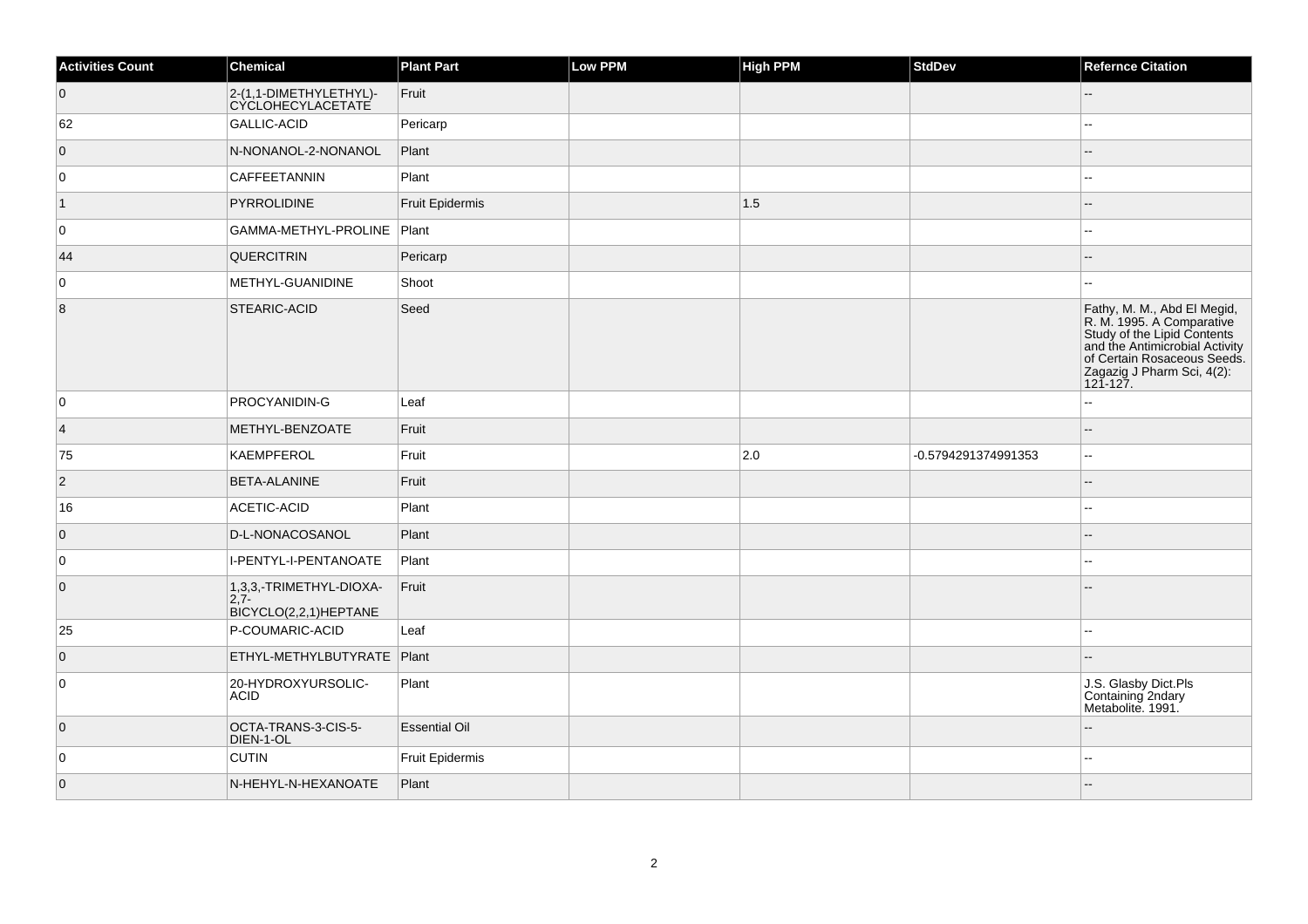| Activities Count | Chemical | Plant Part | Low PPM | High PPM | StdDev | Refernce Citation |
|---|---|---|---|---|---|---|
| 0 | 2-(1,1-DIMETHYLETHYL)-CYCLOHECYLACETATE | Fruit | | | | -- |
| 62 | GALLIC-ACID | Pericarp | | | | -- |
| 0 | N-NONANOL-2-NONANOL | Plant | | | | -- |
| 0 | CAFFEETANNIN | Plant | | | | -- |
| 1 | PYRROLIDINE | Fruit Epidermis | | 1.5 | | -- |
| 0 | GAMMA-METHYL-PROLINE | Plant | | | | -- |
| 44 | QUERCITRIN | Pericarp | | | | -- |
| 0 | METHYL-GUANIDINE | Shoot | | | | -- |
| 8 | STEARIC-ACID | Seed | | | | Fathy, M. M., Abd El Megid, R. M. 1995. A Comparative Study of the Lipid Contents and the Antimicrobial Activity of Certain Rosaceous Seeds. Zagazig J Pharm Sci, 4(2): 121-127. |
| 0 | PROCYANIDIN-G | Leaf | | | | -- |
| 4 | METHYL-BENZOATE | Fruit | | | | -- |
| 75 | KAEMPFEROL | Fruit | | 2.0 | -0.5794291374991353 | -- |
| 2 | BETA-ALANINE | Fruit | | | | -- |
| 16 | ACETIC-ACID | Plant | | | | -- |
| 0 | D-L-NONACOSANOL | Plant | | | | -- |
| 0 | I-PENTYL-I-PENTANOATE | Plant | | | | -- |
| 0 | 1,3,3,-TRIMETHYL-DIOXA-2,7-BICYCLO(2,2,1)HEPTANE | Fruit | | | | -- |
| 25 | P-COUMARIC-ACID | Leaf | | | | -- |
| 0 | ETHYL-METHYLBUTYRATE | Plant | | | | -- |
| 0 | 20-HYDROXYURSOLIC-ACID | Plant | | | | J.S. Glasby Dict.Pls Containing 2ndary Metabolite. 1991. |
| 0 | OCTA-TRANS-3-CIS-5-DIEN-1-OL | Essential Oil | | | | -- |
| 0 | CUTIN | Fruit Epidermis | | | | -- |
| 0 | N-HEHYL-N-HEXANOATE | Plant | | | | -- |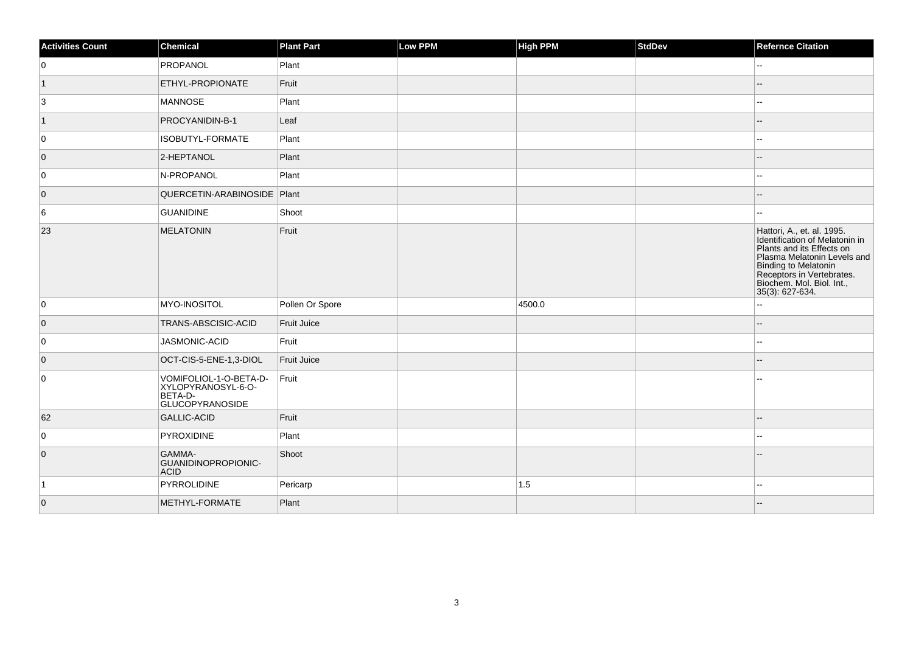| Activities Count | Chemical | Plant Part | Low PPM | High PPM | StdDev | Refernce Citation |
|---|---|---|---|---|---|---|
| 0 | PROPANOL | Plant | | | | -- |
| 1 | ETHYL-PROPIONATE | Fruit | | | | -- |
| 3 | MANNOSE | Plant | | | | -- |
| 1 | PROCYANIDIN-B-1 | Leaf | | | | -- |
| 0 | ISOBUTYL-FORMATE | Plant | | | | -- |
| 0 | 2-HEPTANOL | Plant | | | | -- |
| 0 | N-PROPANOL | Plant | | | | -- |
| 0 | QUERCETIN-ARABINOSIDE | Plant | | | | -- |
| 6 | GUANIDINE | Shoot | | | | -- |
| 23 | MELATONIN | Fruit | | | | Hattori, A., et. al. 1995. Identification of Melatonin in Plants and its Effects on Plasma Melatonin Levels and Binding to Melatonin Receptors in Vertebrates. Biochem. Mol. Biol. Int., 35(3): 627-634. |
| 0 | MYO-INOSITOL | Pollen Or Spore | | 4500.0 | | -- |
| 0 | TRANS-ABSCISIC-ACID | Fruit Juice | | | | -- |
| 0 | JASMONIC-ACID | Fruit | | | | -- |
| 0 | OCT-CIS-5-ENE-1,3-DIOL | Fruit Juice | | | | -- |
| 0 | VOMIFOLIOL-1-O-BETA-D-XYLOPYRANOSYL-6-O-BETA-D-GLUCOPYRANOSIDE | Fruit | | | | -- |
| 62 | GALLIC-ACID | Fruit | | | | -- |
| 0 | PYROXIDINE | Plant | | | | -- |
| 0 | GAMMA-GUANIDINOPROPIONIC-ACID | Shoot | | | | -- |
| 1 | PYRROLIDINE | Pericarp | | 1.5 | | -- |
| 0 | METHYL-FORMATE | Plant | | | | -- |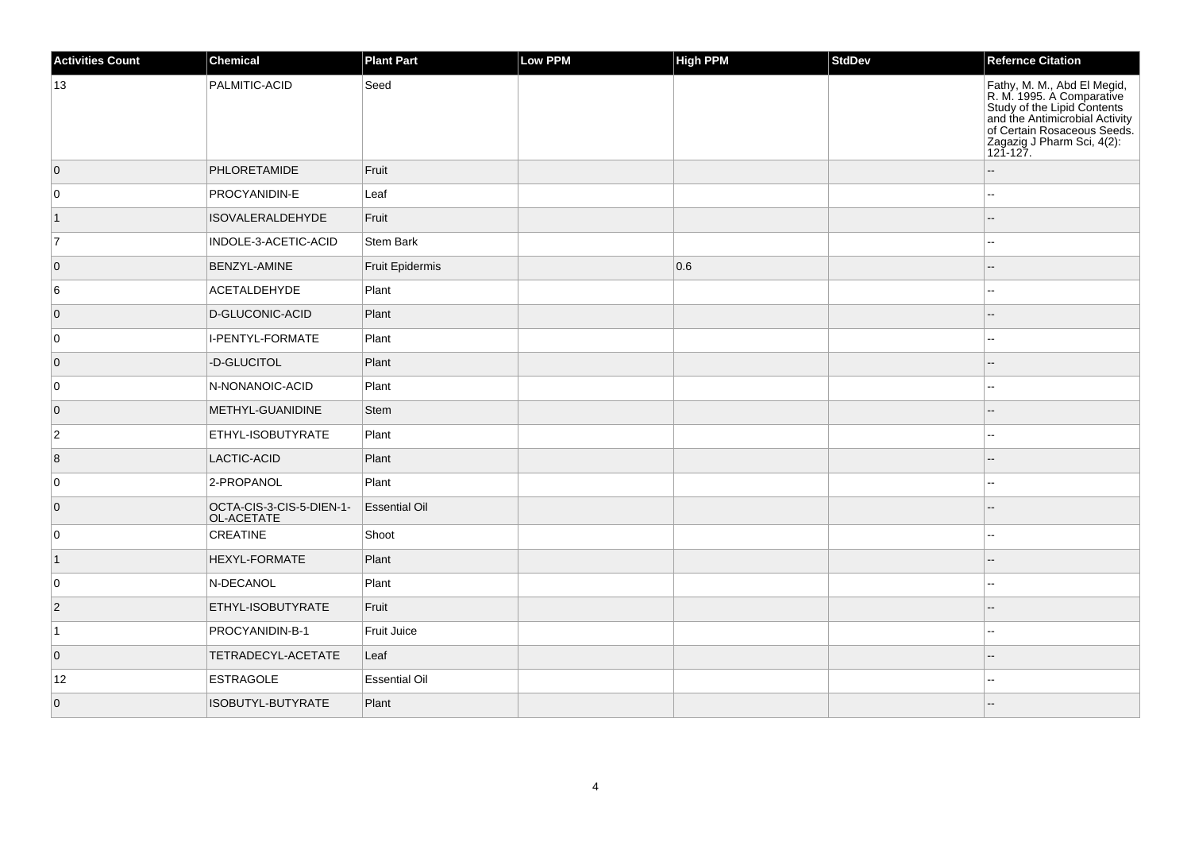| Activities Count | Chemical | Plant Part | Low PPM | High PPM | StdDev | Refernce Citation |
| --- | --- | --- | --- | --- | --- | --- |
| 13 | PALMITIC-ACID | Seed | | | | Fathy, M. M., Abd El Megid, R. M. 1995. A Comparative Study of the Lipid Contents and the Antimicrobial Activity of Certain Rosaceous Seeds. Zagazig J Pharm Sci, 4(2): 121-127. |
| 0 | PHLORETAMIDE | Fruit | | | | -- |
| 0 | PROCYANIDIN-E | Leaf | | | | -- |
| 1 | ISOVALERALDEHYDE | Fruit | | | | -- |
| 7 | INDOLE-3-ACETIC-ACID | Stem Bark | | | | -- |
| 0 | BENZYL-AMINE | Fruit Epidermis | | 0.6 | | -- |
| 6 | ACETALDEHYDE | Plant | | | | -- |
| 0 | D-GLUCONIC-ACID | Plant | | | | -- |
| 0 | I-PENTYL-FORMATE | Plant | | | | -- |
| 0 | -D-GLUCITOL | Plant | | | | -- |
| 0 | N-NONANOIC-ACID | Plant | | | | -- |
| 0 | METHYL-GUANIDINE | Stem | | | | -- |
| 2 | ETHYL-ISOBUTYRATE | Plant | | | | -- |
| 8 | LACTIC-ACID | Plant | | | | -- |
| 0 | 2-PROPANOL | Plant | | | | -- |
| 0 | OCTA-CIS-3-CIS-5-DIEN-1-OL-ACETATE | Essential Oil | | | | -- |
| 0 | CREATINE | Shoot | | | | -- |
| 1 | HEXYL-FORMATE | Plant | | | | -- |
| 0 | N-DECANOL | Plant | | | | -- |
| 2 | ETHYL-ISOBUTYRATE | Fruit | | | | -- |
| 1 | PROCYANIDIN-B-1 | Fruit Juice | | | | -- |
| 0 | TETRADECYL-ACETATE | Leaf | | | | -- |
| 12 | ESTRAGOLE | Essential Oil | | | | -- |
| 0 | ISOBUTYL-BUTYRATE | Plant | | | | -- |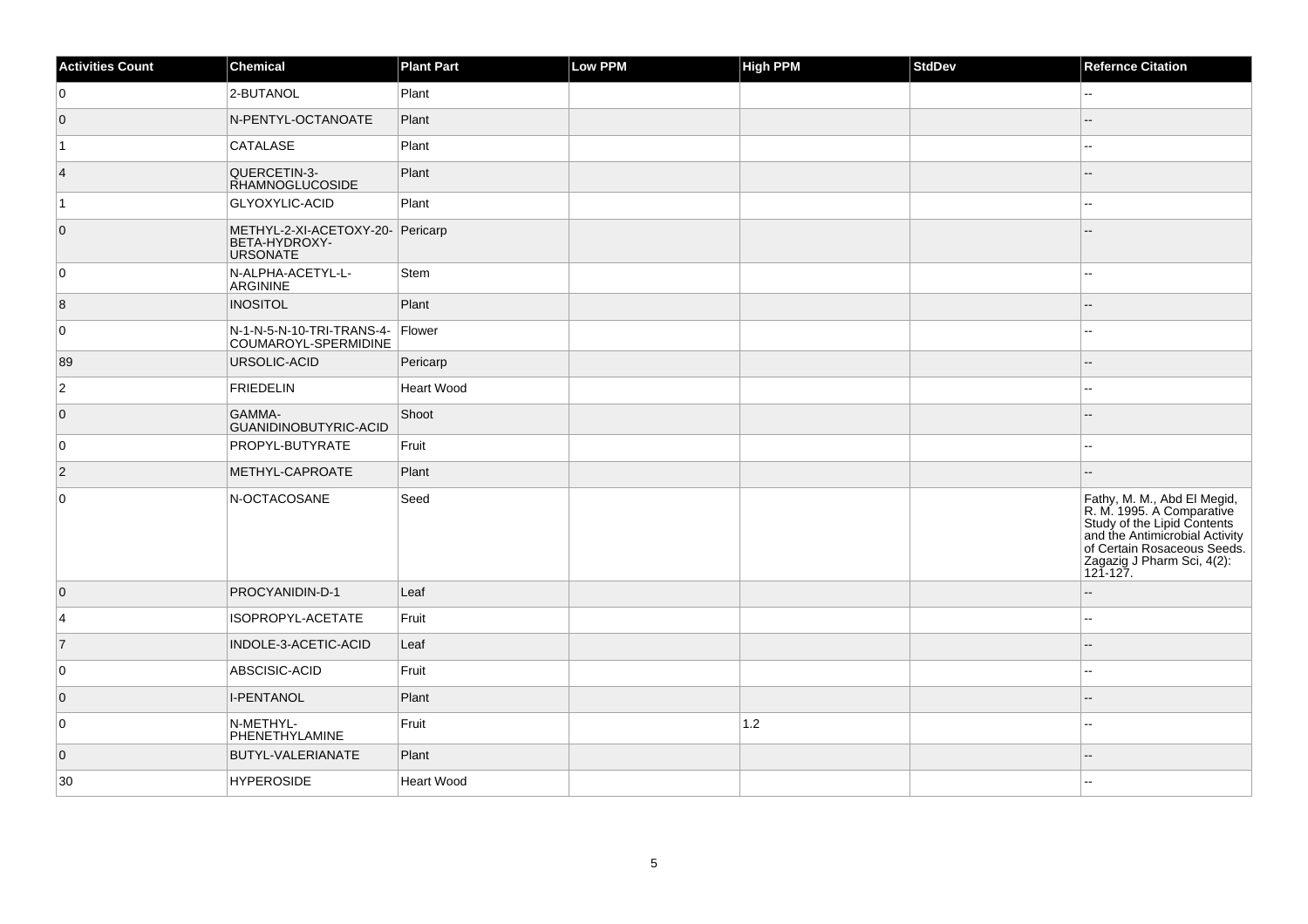| Activities Count | Chemical | Plant Part | Low PPM | High PPM | StdDev | Refernce Citation |
|---|---|---|---|---|---|---|
| 0 | 2-BUTANOL | Plant | | | | -- |
| 0 | N-PENTYL-OCTANOATE | Plant | | | | -- |
| 1 | CATALASE | Plant | | | | -- |
| 4 | QUERCETIN-3-RHAMNOGLUCOSIDE | Plant | | | | -- |
| 1 | GLYOXYLIC-ACID | Plant | | | | -- |
| 0 | METHYL-2-XI-ACETOXY-20-BETA-HYDROXY-URSONATE | Pericarp | | | | -- |
| 0 | N-ALPHA-ACETYL-L-ARGININE | Stem | | | | -- |
| 8 | INOSITOL | Plant | | | | -- |
| 0 | N-1-N-5-N-10-TRI-TRANS-4-COUMAROYL-SPERMIDINE | Flower | | | | -- |
| 89 | URSOLIC-ACID | Pericarp | | | | -- |
| 2 | FRIEDELIN | Heart Wood | | | | -- |
| 0 | GAMMA-GUANIDINOBUTYRIC-ACID | Shoot | | | | -- |
| 0 | PROPYL-BUTYRATE | Fruit | | | | -- |
| 2 | METHYL-CAPROATE | Plant | | | | -- |
| 0 | N-OCTACOSANE | Seed | | | | Fathy, M. M., Abd El Megid, R. M. 1995. A Comparative Study of the Lipid Contents and the Antimicrobial Activity of Certain Rosaceous Seeds. Zagazig J Pharm Sci, 4(2): 121-127. |
| 0 | PROCYANIDIN-D-1 | Leaf | | | | -- |
| 4 | ISOPROPYL-ACETATE | Fruit | | | | -- |
| 7 | INDOLE-3-ACETIC-ACID | Leaf | | | | -- |
| 0 | ABSCISIC-ACID | Fruit | | | | -- |
| 0 | I-PENTANOL | Plant | | | | -- |
| 0 | N-METHYL-PHENETHYLAMINE | Fruit | | 1.2 | | -- |
| 0 | BUTYL-VALERIANATE | Plant | | | | -- |
| 30 | HYPEROSIDE | Heart Wood | | | | -- |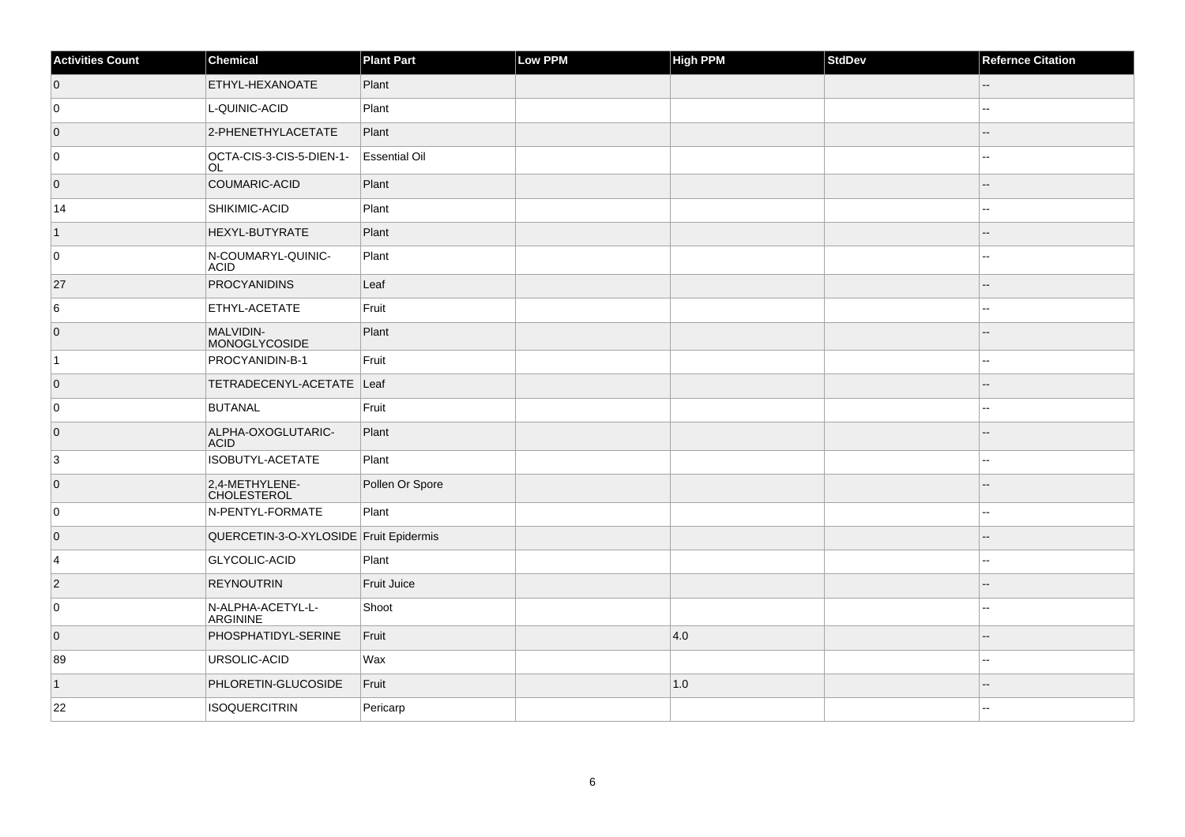| Activities Count | Chemical | Plant Part | Low PPM | High PPM | StdDev | Refernce Citation |
| --- | --- | --- | --- | --- | --- | --- |
| 0 | ETHYL-HEXANOATE | Plant | | | | -- |
| 0 | L-QUINIC-ACID | Plant | | | | -- |
| 0 | 2-PHENETHYLACETATE | Plant | | | | -- |
| 0 | OCTA-CIS-3-CIS-5-DIEN-1-OL | Essential Oil | | | | -- |
| 0 | COUMARIC-ACID | Plant | | | | -- |
| 14 | SHIKIMIC-ACID | Plant | | | | -- |
| 1 | HEXYL-BUTYRATE | Plant | | | | -- |
| 0 | N-COUMARYL-QUINIC-ACID | Plant | | | | -- |
| 27 | PROCYANIDINS | Leaf | | | | -- |
| 6 | ETHYL-ACETATE | Fruit | | | | -- |
| 0 | MALVIDIN-MONOGLYCOSIDE | Plant | | | | -- |
| 1 | PROCYANIDIN-B-1 | Fruit | | | | -- |
| 0 | TETRADECENYL-ACETATE | Leaf | | | | -- |
| 0 | BUTANAL | Fruit | | | | -- |
| 0 | ALPHA-OXOGLUTARIC-ACID | Plant | | | | -- |
| 3 | ISOBUTYL-ACETATE | Plant | | | | -- |
| 0 | 2,4-METHYLENE-CHOLESTEROL | Pollen Or Spore | | | | -- |
| 0 | N-PENTYL-FORMATE | Plant | | | | -- |
| 0 | QUERCETIN-3-O-XYLOSIDE | Fruit Epidermis | | | | -- |
| 4 | GLYCOLIC-ACID | Plant | | | | -- |
| 2 | REYNOUTRIN | Fruit Juice | | | | -- |
| 0 | N-ALPHA-ACETYL-L-ARGININE | Shoot | | | | -- |
| 0 | PHOSPHATIDYL-SERINE | Fruit | | 4.0 | | -- |
| 89 | URSOLIC-ACID | Wax | | | | -- |
| 1 | PHLORETIN-GLUCOSIDE | Fruit | | 1.0 | | -- |
| 22 | ISOQUERCITRIN | Pericarp | | | | -- |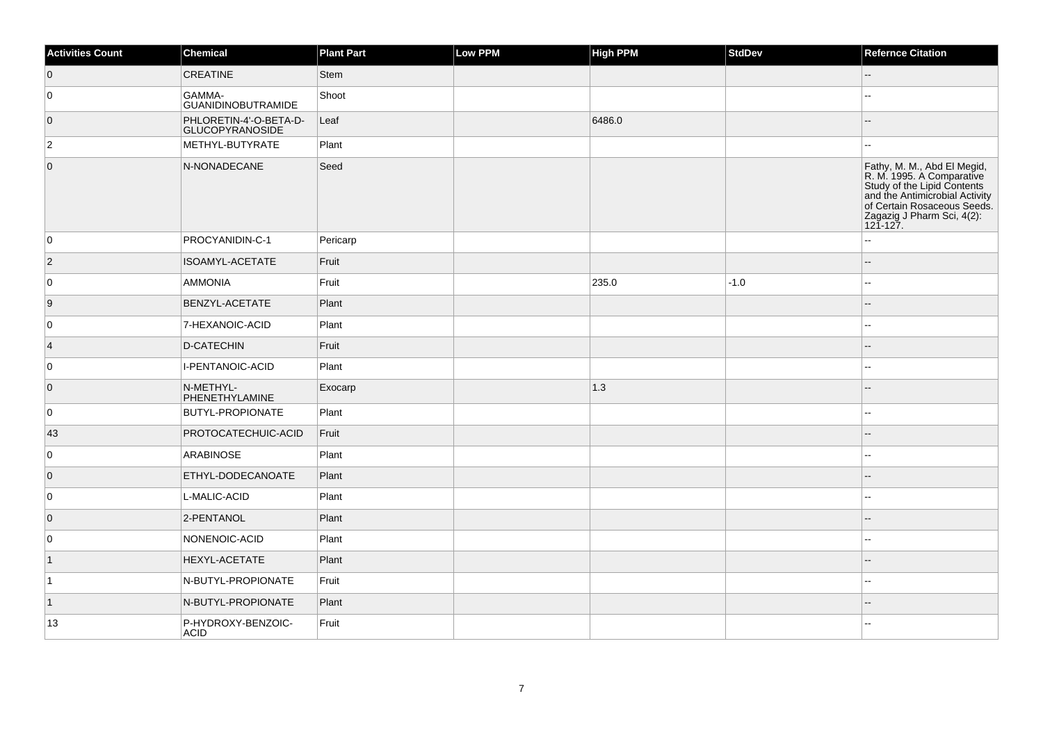| Activities Count | Chemical | Plant Part | Low PPM | High PPM | StdDev | Refernce Citation |
| --- | --- | --- | --- | --- | --- | --- |
| 0 | CREATINE | Stem | | | | -- |
| 0 | GAMMA-GUANIDINOBUTRAMIDE | Shoot | | | | -- |
| 0 | PHLORETIN-4'-O-BETA-D-GLUCOPYRANOSIDE | Leaf | | 6486.0 | | -- |
| 2 | METHYL-BUTYRATE | Plant | | | | -- |
| 0 | N-NONADECANE | Seed | | | | Fathy, M. M., Abd El Megid, R. M. 1995. A Comparative Study of the Lipid Contents and the Antimicrobial Activity of Certain Rosaceous Seeds. Zagazig J Pharm Sci, 4(2): 121-127. |
| 0 | PROCYANIDIN-C-1 | Pericarp | | | | -- |
| 2 | ISOAMYL-ACETATE | Fruit | | | | -- |
| 0 | AMMONIA | Fruit | | 235.0 | -1.0 | -- |
| 9 | BENZYL-ACETATE | Plant | | | | -- |
| 0 | 7-HEXANOIC-ACID | Plant | | | | -- |
| 4 | D-CATECHIN | Fruit | | | | -- |
| 0 | I-PENTANOIC-ACID | Plant | | | | -- |
| 0 | N-METHYL-PHENETHYLAMINE | Exocarp | | 1.3 | | -- |
| 0 | BUTYL-PROPIONATE | Plant | | | | -- |
| 43 | PROTOCATECHUIC-ACID | Fruit | | | | -- |
| 0 | ARABINOSE | Plant | | | | -- |
| 0 | ETHYL-DODECANOATE | Plant | | | | -- |
| 0 | L-MALIC-ACID | Plant | | | | -- |
| 0 | 2-PENTANOL | Plant | | | | -- |
| 0 | NONENOIC-ACID | Plant | | | | -- |
| 1 | HEXYL-ACETATE | Plant | | | | -- |
| 1 | N-BUTYL-PROPIONATE | Fruit | | | | -- |
| 1 | N-BUTYL-PROPIONATE | Plant | | | | -- |
| 13 | P-HYDROXY-BENZOIC-ACID | Fruit | | | | -- |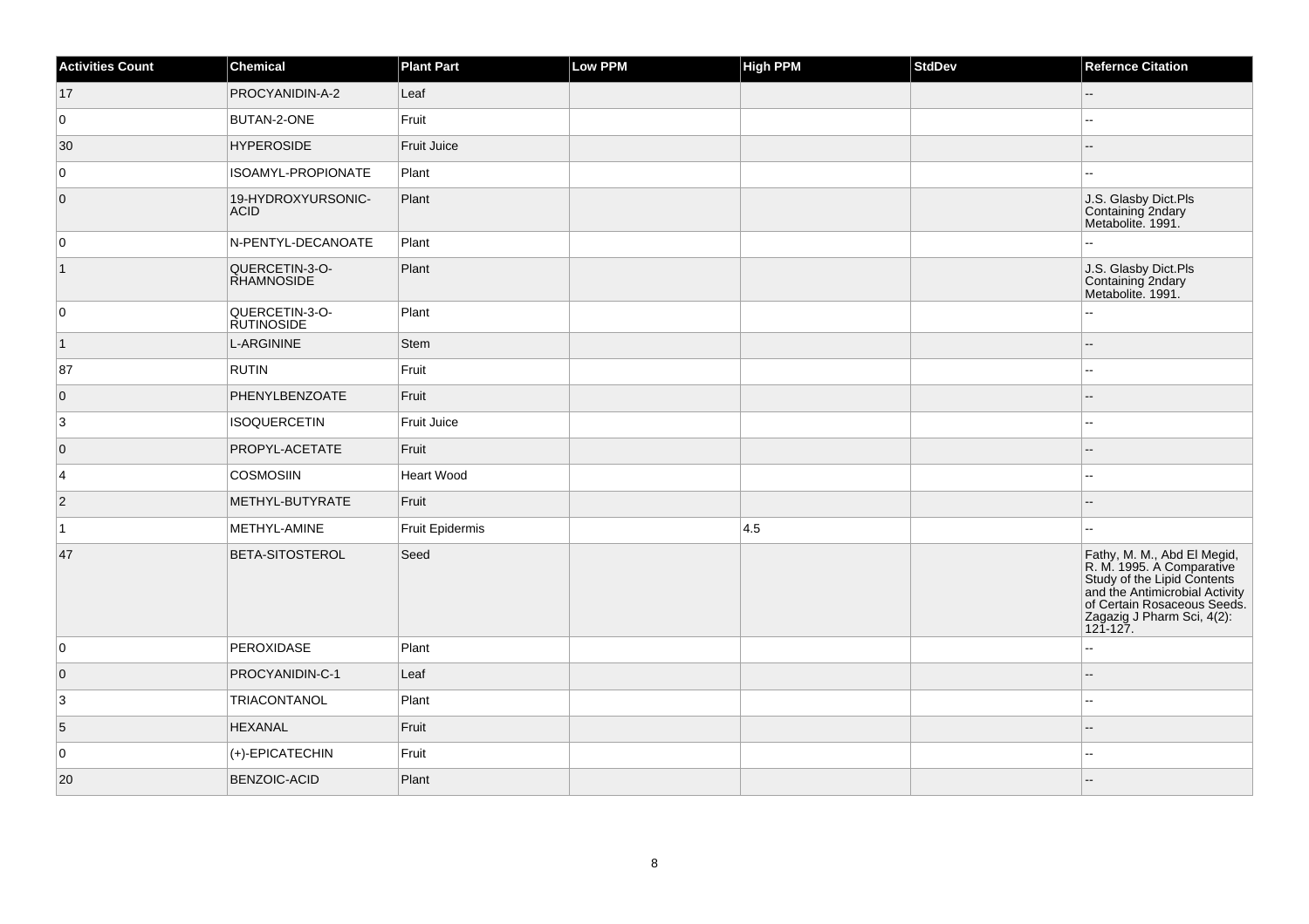| Activities Count | Chemical | Plant Part | Low PPM | High PPM | StdDev | Refernce Citation |
| --- | --- | --- | --- | --- | --- | --- |
| 17 | PROCYANIDIN-A-2 | Leaf | | | | -- |
| 0 | BUTAN-2-ONE | Fruit | | | | -- |
| 30 | HYPEROSIDE | Fruit Juice | | | | -- |
| 0 | ISOAMYL-PROPIONATE | Plant | | | | -- |
| 0 | 19-HYDROXYURSONIC-ACID | Plant | | | | J.S. Glasby Dict.Pls Containing 2ndary Metabolite. 1991. |
| 0 | N-PENTYL-DECANOATE | Plant | | | | -- |
| 1 | QUERCETIN-3-O-RHAMNOSIDE | Plant | | | | J.S. Glasby Dict.Pls Containing 2ndary Metabolite. 1991. |
| 0 | QUERCETIN-3-O-RUTINOSIDE | Plant | | | | -- |
| 1 | L-ARGININE | Stem | | | | -- |
| 87 | RUTIN | Fruit | | | | -- |
| 0 | PHENYLBENZOATE | Fruit | | | | -- |
| 3 | ISOQUERCETIN | Fruit Juice | | | | -- |
| 0 | PROPYL-ACETATE | Fruit | | | | -- |
| 4 | COSMOSIIN | Heart Wood | | | | -- |
| 2 | METHYL-BUTYRATE | Fruit | | | | -- |
| 1 | METHYL-AMINE | Fruit Epidermis | | 4.5 | | -- |
| 47 | BETA-SITOSTEROL | Seed | | | | Fathy, M. M., Abd El Megid, R. M. 1995. A Comparative Study of the Lipid Contents and the Antimicrobial Activity of Certain Rosaceous Seeds. Zagazig J Pharm Sci, 4(2): 121-127. |
| 0 | PEROXIDASE | Plant | | | | -- |
| 0 | PROCYANIDIN-C-1 | Leaf | | | | -- |
| 3 | TRIACONTANOL | Plant | | | | -- |
| 5 | HEXANAL | Fruit | | | | -- |
| 0 | (+)-EPICATECHIN | Fruit | | | | -- |
| 20 | BENZOIC-ACID | Plant | | | | -- |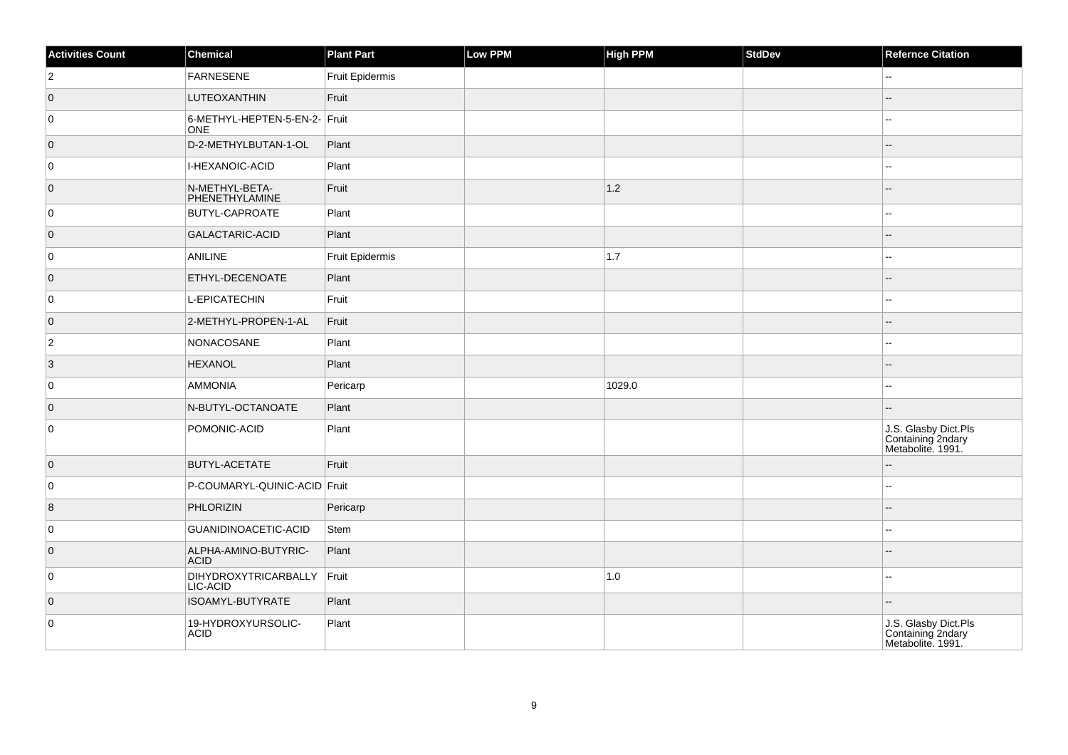| Activities Count | Chemical | Plant Part | Low PPM | High PPM | StdDev | Refernce Citation |
| --- | --- | --- | --- | --- | --- | --- |
| 2 | FARNESENE | Fruit Epidermis | | | | -- |
| 0 | LUTEOXANTHIN | Fruit | | | | -- |
| 0 | 6-METHYL-HEPTEN-5-EN-2-ONE | Fruit | | | | -- |
| 0 | D-2-METHYLBUTAN-1-OL | Plant | | | | -- |
| 0 | I-HEXANOIC-ACID | Plant | | | | -- |
| 0 | N-METHYL-BETA-PHENETHYLAMINE | Fruit | | 1.2 | | -- |
| 0 | BUTYL-CAPROATE | Plant | | | | -- |
| 0 | GALACTARIC-ACID | Plant | | | | -- |
| 0 | ANILINE | Fruit Epidermis | | 1.7 | | -- |
| 0 | ETHYL-DECENOATE | Plant | | | | -- |
| 0 | L-EPICATECHIN | Fruit | | | | -- |
| 0 | 2-METHYL-PROPEN-1-AL | Fruit | | | | -- |
| 2 | NONACOSANE | Plant | | | | -- |
| 3 | HEXANOL | Plant | | | | -- |
| 0 | AMMONIA | Pericarp | | 1029.0 | | -- |
| 0 | N-BUTYL-OCTANOATE | Plant | | | | -- |
| 0 | POMONIC-ACID | Plant | | | | J.S. Glasby Dict.Pls Containing 2ndary Metabolite. 1991. |
| 0 | BUTYL-ACETATE | Fruit | | | | -- |
| 0 | P-COUMARYL-QUINIC-ACID | Fruit | | | | -- |
| 8 | PHLORIZIN | Pericarp | | | | -- |
| 0 | GUANIDINOACETIC-ACID | Stem | | | | -- |
| 0 | ALPHA-AMINO-BUTYRIC-ACID | Plant | | | | -- |
| 0 | DIHYDROXYTRICARBALLYLIC-ACID | Fruit | | 1.0 | | -- |
| 0 | ISOAMYL-BUTYRATE | Plant | | | | -- |
| 0 | 19-HYDROXYURSOLIC-ACID | Plant | | | | J.S. Glasby Dict.Pls Containing 2ndary Metabolite. 1991. |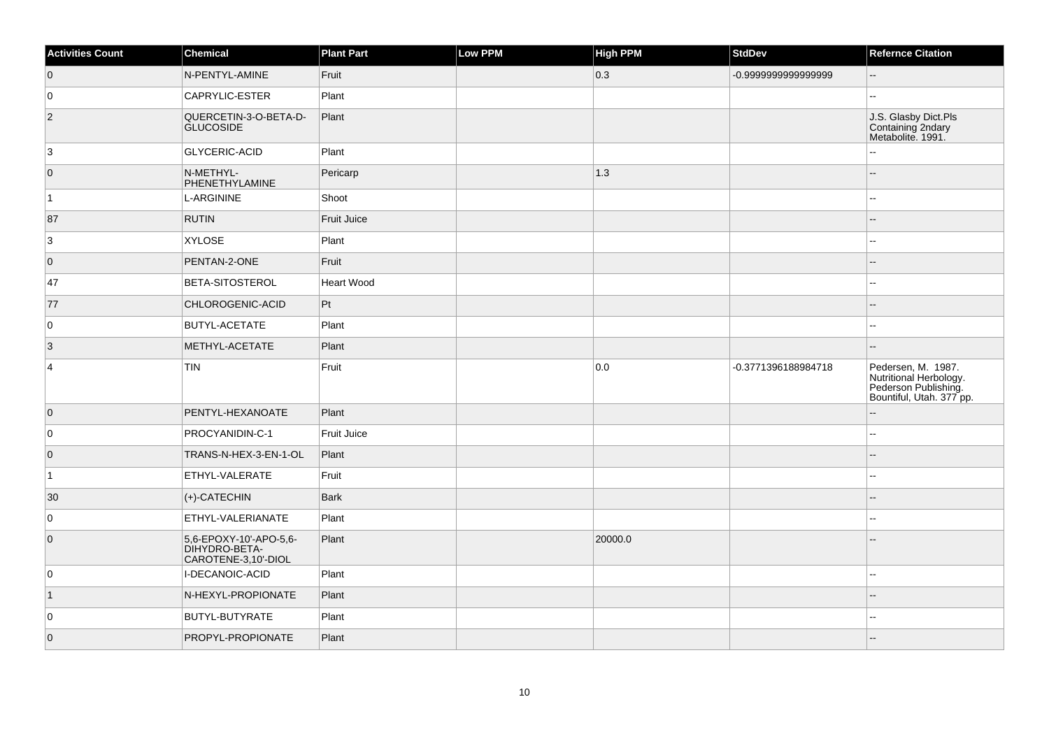| Activities Count | Chemical | Plant Part | Low PPM | High PPM | StdDev | Refernce Citation |
|---|---|---|---|---|---|---|
| 0 | N-PENTYL-AMINE | Fruit | | 0.3 | -0.9999999999999999 | -- |
| 0 | CAPRYLIC-ESTER | Plant | | | | -- |
| 2 | QUERCETIN-3-O-BETA-D-GLUCOSIDE | Plant | | | | J.S. Glasby Dict.Pls Containing 2ndary Metabolite. 1991. |
| 3 | GLYCERIC-ACID | Plant | | | | -- |
| 0 | N-METHYL-PHENETHYLAMINE | Pericarp | | 1.3 | | -- |
| 1 | L-ARGININE | Shoot | | | | -- |
| 87 | RUTIN | Fruit Juice | | | | -- |
| 3 | XYLOSE | Plant | | | | -- |
| 0 | PENTAN-2-ONE | Fruit | | | | -- |
| 47 | BETA-SITOSTEROL | Heart Wood | | | | -- |
| 77 | CHLOROGENIC-ACID | Pt | | | | -- |
| 0 | BUTYL-ACETATE | Plant | | | | -- |
| 3 | METHYL-ACETATE | Plant | | | | -- |
| 4 | TIN | Fruit | | 0.0 | -0.3771396188984718 | Pedersen, M. 1987. Nutritional Herbology. Pederson Publishing. Bountiful, Utah. 377 pp. |
| 0 | PENTYL-HEXANOATE | Plant | | | | -- |
| 0 | PROCYANIDIN-C-1 | Fruit Juice | | | | -- |
| 0 | TRANS-N-HEX-3-EN-1-OL | Plant | | | | -- |
| 1 | ETHYL-VALERATE | Fruit | | | | -- |
| 30 | (+)-CATECHIN | Bark | | | | -- |
| 0 | ETHYL-VALERIANATE | Plant | | | | -- |
| 0 | 5,6-EPOXY-10'-APO-5,6-DIHYDRO-BETA-CAROTENE-3,10'-DIOL | Plant | | 20000.0 | | -- |
| 0 | I-DECANOIC-ACID | Plant | | | | -- |
| 1 | N-HEXYL-PROPIONATE | Plant | | | | -- |
| 0 | BUTYL-BUTYRATE | Plant | | | | -- |
| 0 | PROPYL-PROPIONATE | Plant | | | | -- |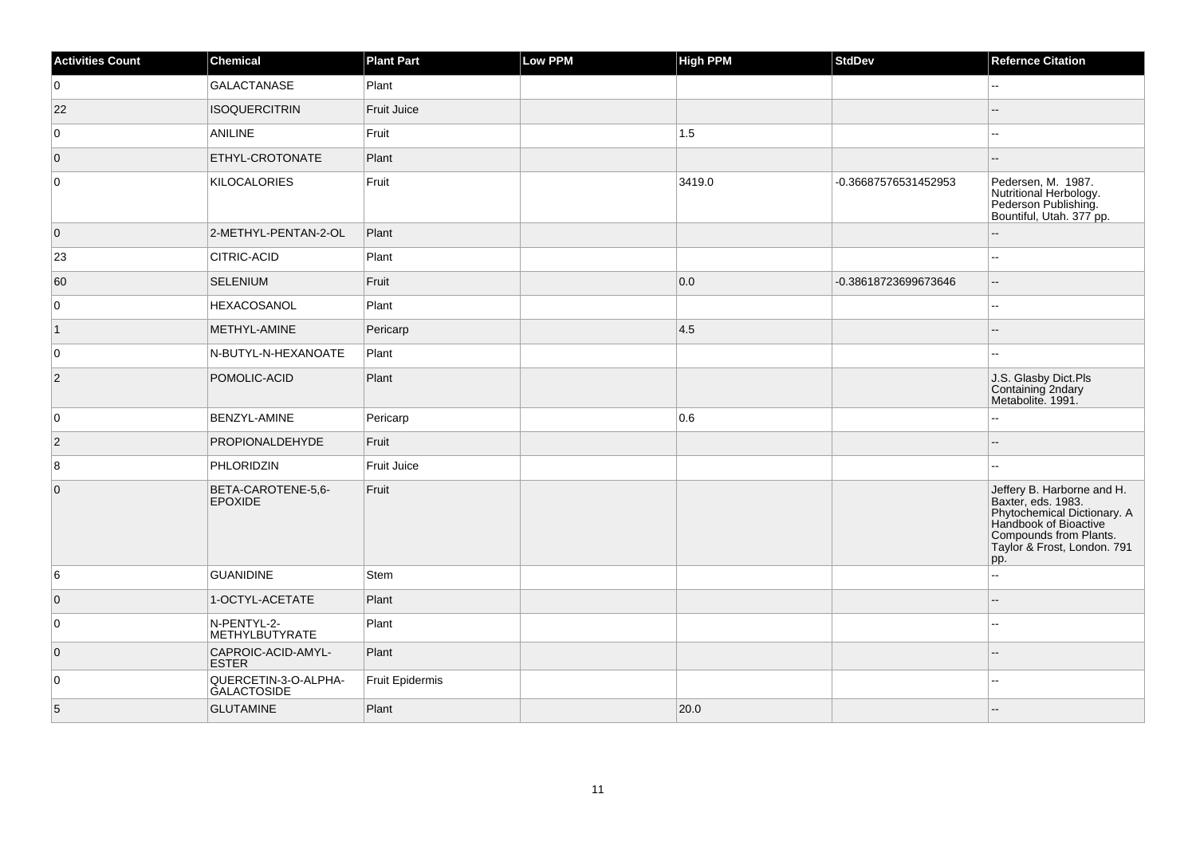| Activities Count | Chemical | Plant Part | Low PPM | High PPM | StdDev | Refernce Citation |
| --- | --- | --- | --- | --- | --- | --- |
| 0 | GALACTANASE | Plant | | | | -- |
| 22 | ISOQUERCITRIN | Fruit Juice | | | | -- |
| 0 | ANILINE | Fruit | | 1.5 | | -- |
| 0 | ETHYL-CROTONATE | Plant | | | | -- |
| 0 | KILOCALORIES | Fruit | | 3419.0 | -0.36687576531452953 | Pedersen, M. 1987. Nutritional Herbology. Pederson Publishing. Bountiful, Utah. 377 pp. |
| 0 | 2-METHYL-PENTAN-2-OL | Plant | | | | -- |
| 23 | CITRIC-ACID | Plant | | | | -- |
| 60 | SELENIUM | Fruit | | 0.0 | -0.38618723699673646 | -- |
| 0 | HEXACOSANOL | Plant | | | | -- |
| 1 | METHYL-AMINE | Pericarp | | 4.5 | | -- |
| 0 | N-BUTYL-N-HEXANOATE | Plant | | | | -- |
| 2 | POMOLIC-ACID | Plant | | | | J.S. Glasby Dict.Pls Containing 2ndary Metabolite. 1991. |
| 0 | BENZYL-AMINE | Pericarp | | 0.6 | | -- |
| 2 | PROPIONALDEHYDE | Fruit | | | | -- |
| 8 | PHLORIDZIN | Fruit Juice | | | | -- |
| 0 | BETA-CAROTENE-5,6-EPOXIDE | Fruit | | | | Jeffery B. Harborne and H. Baxter, eds. 1983. Phytochemical Dictionary. A Handbook of Bioactive Compounds from Plants. Taylor & Frost, London. 791 pp. |
| 6 | GUANIDINE | Stem | | | | -- |
| 0 | 1-OCTYL-ACETATE | Plant | | | | -- |
| 0 | N-PENTYL-2-METHYLBUTYRATE | Plant | | | | -- |
| 0 | CAPROIC-ACID-AMYL-ESTER | Plant | | | | -- |
| 0 | QUERCETIN-3-O-ALPHA-GALACTOSIDE | Fruit Epidermis | | | | -- |
| 5 | GLUTAMINE | Plant | | 20.0 | | -- |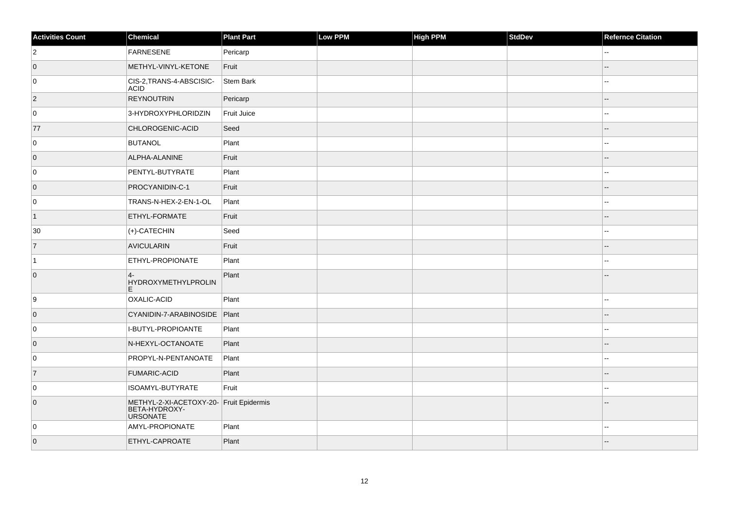| Activities Count | Chemical | Plant Part | Low PPM | High PPM | StdDev | Refernce Citation |
|---|---|---|---|---|---|---|
| 2 | FARNESENE | Pericarp | | | | -- |
| 0 | METHYL-VINYL-KETONE | Fruit | | | | -- |
| 0 | CIS-2,TRANS-4-ABSCISIC-ACID | Stem Bark | | | | -- |
| 2 | REYNOUTRIN | Pericarp | | | | -- |
| 0 | 3-HYDROXYPHLORIDZIN | Fruit Juice | | | | -- |
| 77 | CHLOROGENIC-ACID | Seed | | | | -- |
| 0 | BUTANOL | Plant | | | | -- |
| 0 | ALPHA-ALANINE | Fruit | | | | -- |
| 0 | PENTYL-BUTYRATE | Plant | | | | -- |
| 0 | PROCYANIDIN-C-1 | Fruit | | | | -- |
| 0 | TRANS-N-HEX-2-EN-1-OL | Plant | | | | -- |
| 1 | ETHYL-FORMATE | Fruit | | | | -- |
| 30 | (+)-CATECHIN | Seed | | | | -- |
| 7 | AVICULARIN | Fruit | | | | -- |
| 1 | ETHYL-PROPIONATE | Plant | | | | -- |
| 0 | 4-HYDROXYMETHYLPROLINE | Plant | | | | -- |
| 9 | OXALIC-ACID | Plant | | | | -- |
| 0 | CYANIDIN-7-ARABINOSIDE | Plant | | | | -- |
| 0 | I-BUTYL-PROPIOANTE | Plant | | | | -- |
| 0 | N-HEXYL-OCTANOATE | Plant | | | | -- |
| 0 | PROPYL-N-PENTANOATE | Plant | | | | -- |
| 7 | FUMARIC-ACID | Plant | | | | -- |
| 0 | ISOAMYL-BUTYRATE | Fruit | | | | -- |
| 0 | METHYL-2-XI-ACETOXY-20-BETA-HYDROXY-URSONATE | Fruit Epidermis | | | | -- |
| 0 | AMYL-PROPIONATE | Plant | | | | -- |
| 0 | ETHYL-CAPROATE | Plant | | | | -- |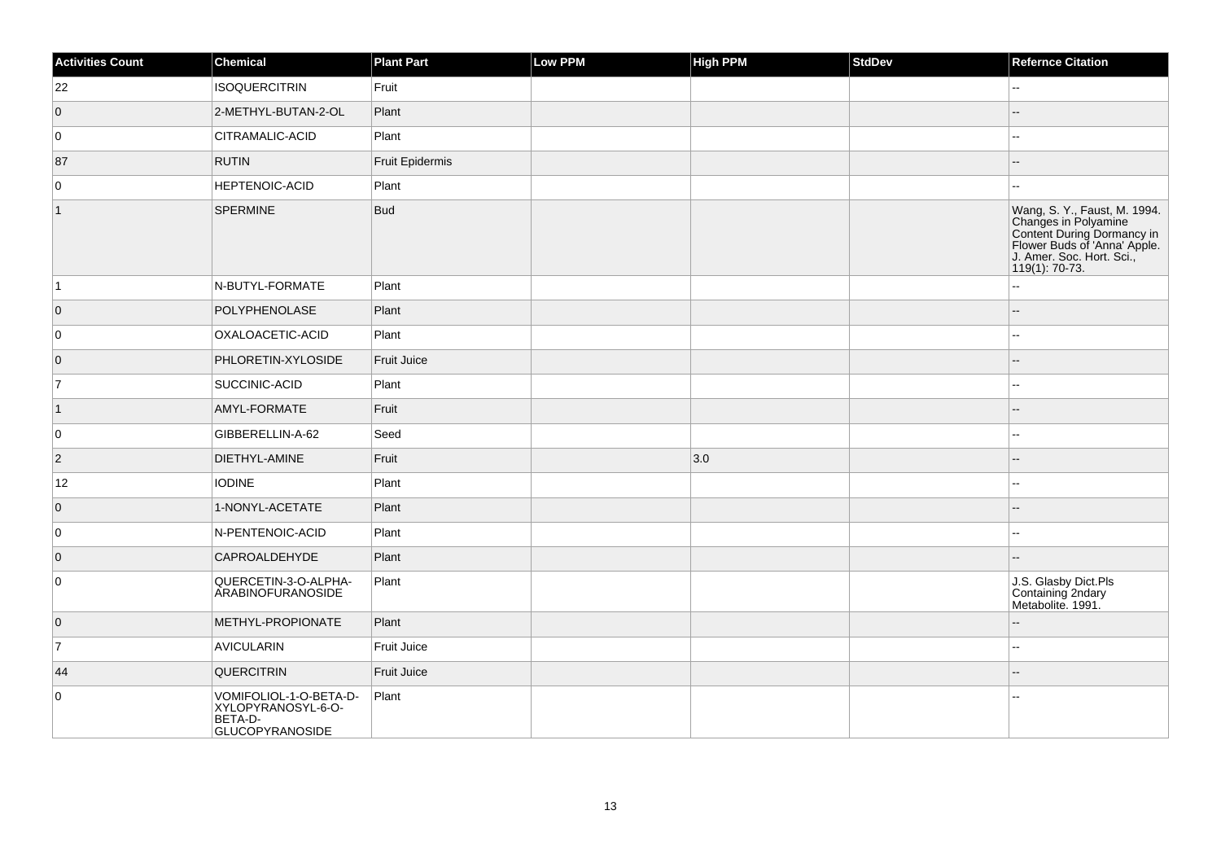| Activities Count | Chemical | Plant Part | Low PPM | High PPM | StdDev | Refernce Citation |
|---|---|---|---|---|---|---|
| 22 | ISOQUERCITRIN | Fruit | | | | -- |
| 0 | 2-METHYL-BUTAN-2-OL | Plant | | | | -- |
| 0 | CITRAMALIC-ACID | Plant | | | | -- |
| 87 | RUTIN | Fruit Epidermis | | | | -- |
| 0 | HEPTENOIC-ACID | Plant | | | | -- |
| 1 | SPERMINE | Bud | | | | Wang, S. Y., Faust, M. 1994. Changes in Polyamine Content During Dormancy in Flower Buds of 'Anna' Apple. J. Amer. Soc. Hort. Sci., 119(1): 70-73. |
| 1 | N-BUTYL-FORMATE | Plant | | | | -- |
| 0 | POLYPHENOLASE | Plant | | | | -- |
| 0 | OXALOACETIC-ACID | Plant | | | | -- |
| 0 | PHLORETIN-XYLOSIDE | Fruit Juice | | | | -- |
| 7 | SUCCINIC-ACID | Plant | | | | -- |
| 1 | AMYL-FORMATE | Fruit | | | | -- |
| 0 | GIBBERELLIN-A-62 | Seed | | | | -- |
| 2 | DIETHYL-AMINE | Fruit | | 3.0 | | -- |
| 12 | IODINE | Plant | | | | -- |
| 0 | 1-NONYL-ACETATE | Plant | | | | -- |
| 0 | N-PENTENOIC-ACID | Plant | | | | -- |
| 0 | CAPROALDEHYDE | Plant | | | | -- |
| 0 | QUERCETIN-3-O-ALPHA-ARABINOFURANOSIDE | Plant | | | | J.S. Glasby Dict.Pls Containing 2ndary Metabolite. 1991. |
| 0 | METHYL-PROPIONATE | Plant | | | | -- |
| 7 | AVICULARIN | Fruit Juice | | | | -- |
| 44 | QUERCITRIN | Fruit Juice | | | | -- |
| 0 | VOMIFOLIOL-1-O-BETA-D-XYLOPYRANOSYL-6-O-BETA-D-GLUCOPYRANOSIDE | Plant | | | | -- |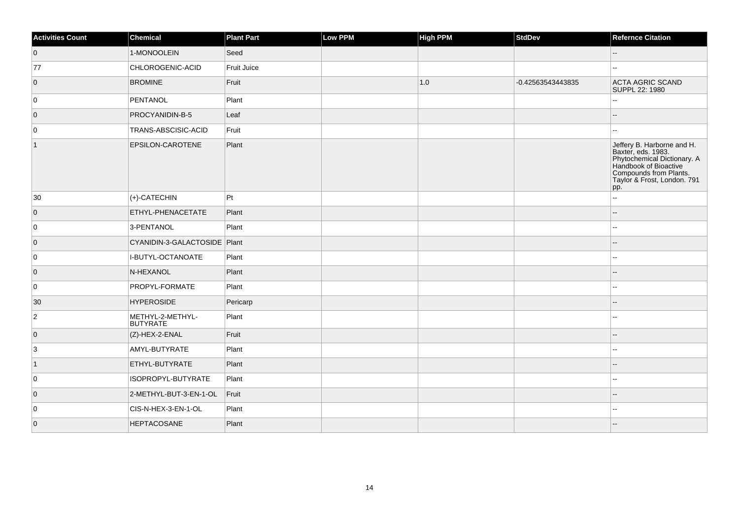| Activities Count | Chemical | Plant Part | Low PPM | High PPM | StdDev | Refernce Citation |
| --- | --- | --- | --- | --- | --- | --- |
| 0 | 1-MONOOLEIN | Seed | | | | -- |
| 77 | CHLOROGENIC-ACID | Fruit Juice | | | | -- |
| 0 | BROMINE | Fruit | | 1.0 | -0.42563543443835 | ACTA AGRIC SCAND SUPPL 22: 1980 |
| 0 | PENTANOL | Plant | | | | -- |
| 0 | PROCYANIDIN-B-5 | Leaf | | | | -- |
| 0 | TRANS-ABSCISIC-ACID | Fruit | | | | -- |
| 1 | EPSILON-CAROTENE | Plant | | | | Jeffery B. Harborne and H. Baxter, eds. 1983. Phytochemical Dictionary. A Handbook of Bioactive Compounds from Plants. Taylor & Frost, London. 791 pp. |
| 30 | (+)-CATECHIN | Pt | | | | -- |
| 0 | ETHYL-PHENACETATE | Plant | | | | -- |
| 0 | 3-PENTANOL | Plant | | | | -- |
| 0 | CYANIDIN-3-GALACTOSIDE | Plant | | | | -- |
| 0 | I-BUTYL-OCTANOATE | Plant | | | | -- |
| 0 | N-HEXANOL | Plant | | | | -- |
| 0 | PROPYL-FORMATE | Plant | | | | -- |
| 30 | HYPEROSIDE | Pericarp | | | | -- |
| 2 | METHYL-2-METHYL-BUTYRATE | Plant | | | | -- |
| 0 | (Z)-HEX-2-ENAL | Fruit | | | | -- |
| 3 | AMYL-BUTYRATE | Plant | | | | -- |
| 1 | ETHYL-BUTYRATE | Plant | | | | -- |
| 0 | ISOPROPYL-BUTYRATE | Plant | | | | -- |
| 0 | 2-METHYL-BUT-3-EN-1-OL | Fruit | | | | -- |
| 0 | CIS-N-HEX-3-EN-1-OL | Plant | | | | -- |
| 0 | HEPTACOSANE | Plant | | | | -- |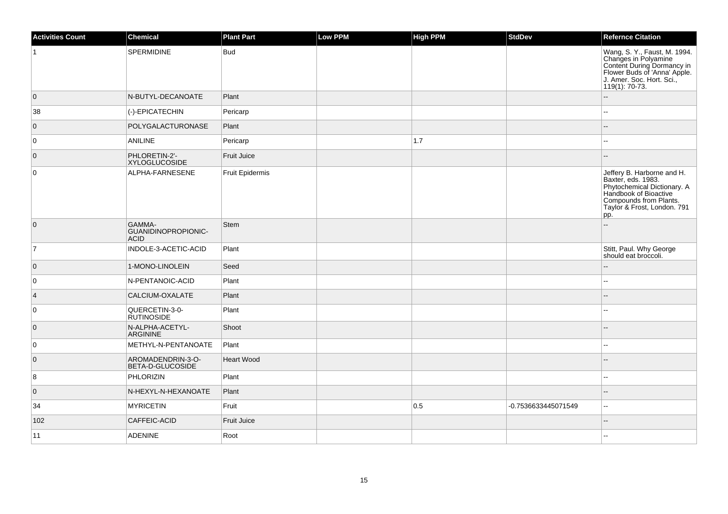| Activities Count | Chemical | Plant Part | Low PPM | High PPM | StdDev | Refernce Citation |
| --- | --- | --- | --- | --- | --- | --- |
| 1 | SPERMIDINE | Bud | | | | Wang, S. Y., Faust, M. 1994. Changes in Polyamine Content During Dormancy in Flower Buds of 'Anna' Apple. J. Amer. Soc. Hort. Sci., 119(1): 70-73. |
| 0 | N-BUTYL-DECANOATE | Plant | | | | -- |
| 38 | (-)-EPICATECHIN | Pericarp | | | | -- |
| 0 | POLYGALACTURONASE | Plant | | | | -- |
| 0 | ANILINE | Pericarp | | 1.7 | | -- |
| 0 | PHLORETIN-2'-XYLOGLUCOSIDE | Fruit Juice | | | | -- |
| 0 | ALPHA-FARNESENE | Fruit Epidermis | | | | Jeffery B. Harborne and H. Baxter, eds. 1983. Phytochemical Dictionary. A Handbook of Bioactive Compounds from Plants. Taylor & Frost, London. 791 pp. |
| 0 | GAMMA-GUANIDINOPROPIONIC-ACID | Stem | | | | -- |
| 7 | INDOLE-3-ACETIC-ACID | Plant | | | | Stitt, Paul. Why George should eat broccoli. |
| 0 | 1-MONO-LINOLEIN | Seed | | | | -- |
| 0 | N-PENTANOIC-ACID | Plant | | | | -- |
| 4 | CALCIUM-OXALATE | Plant | | | | -- |
| 0 | QUERCETIN-3-0-RUTINOSIDE | Plant | | | | -- |
| 0 | N-ALPHA-ACETYL-ARGININE | Shoot | | | | -- |
| 0 | METHYL-N-PENTANOATE | Plant | | | | -- |
| 0 | AROMADENDRIN-3-O-BETA-D-GLUCOSIDE | Heart Wood | | | | -- |
| 8 | PHLORIZIN | Plant | | | | -- |
| 0 | N-HEXYL-N-HEXANOATE | Plant | | | | -- |
| 34 | MYRICETIN | Fruit | | 0.5 | -0.7536633445071549 | -- |
| 102 | CAFFEIC-ACID | Fruit Juice | | | | -- |
| 11 | ADENINE | Root | | | | -- |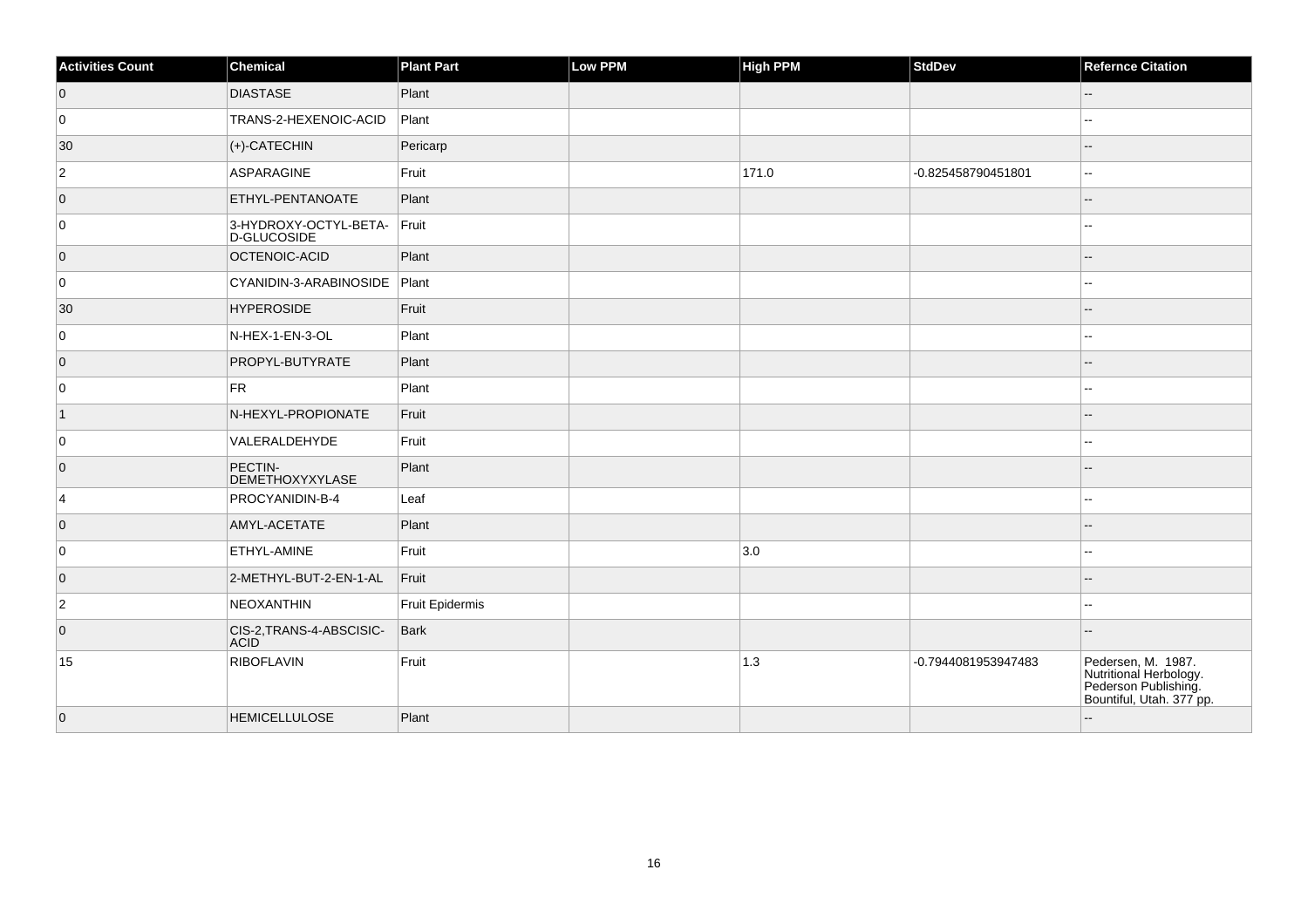| Activities Count | Chemical | Plant Part | Low PPM | High PPM | StdDev | Refernce Citation |
| --- | --- | --- | --- | --- | --- | --- |
| 0 | DIASTASE | Plant | | | | -- |
| 0 | TRANS-2-HEXENOIC-ACID | Plant | | | | -- |
| 30 | (+)-CATECHIN | Pericarp | | | | -- |
| 2 | ASPARAGINE | Fruit | | 171.0 | -0.825458790451801 | -- |
| 0 | ETHYL-PENTANOATE | Plant | | | | -- |
| 0 | 3-HYDROXY-OCTYL-BETA-D-GLUCOSIDE | Fruit | | | | -- |
| 0 | OCTENOIC-ACID | Plant | | | | -- |
| 0 | CYANIDIN-3-ARABINOSIDE | Plant | | | | -- |
| 30 | HYPEROSIDE | Fruit | | | | -- |
| 0 | N-HEX-1-EN-3-OL | Plant | | | | -- |
| 0 | PROPYL-BUTYRATE | Plant | | | | -- |
| 0 | FR | Plant | | | | -- |
| 1 | N-HEXYL-PROPIONATE | Fruit | | | | -- |
| 0 | VALERALDEHYDE | Fruit | | | | -- |
| 0 | PECTIN-DEMETHOXYXYLASE | Plant | | | | -- |
| 4 | PROCYANIDIN-B-4 | Leaf | | | | -- |
| 0 | AMYL-ACETATE | Plant | | | | -- |
| 0 | ETHYL-AMINE | Fruit | | 3.0 | | -- |
| 0 | 2-METHYL-BUT-2-EN-1-AL | Fruit | | | | -- |
| 2 | NEOXANTHIN | Fruit Epidermis | | | | -- |
| 0 | CIS-2,TRANS-4-ABSCISIC-ACID | Bark | | | | -- |
| 15 | RIBOFLAVIN | Fruit | | 1.3 | -0.7944081953947483 | Pedersen, M. 1987. Nutritional Herbology. Pederson Publishing. Bountiful, Utah. 377 pp. |
| 0 | HEMICELLULOSE | Plant | | | | -- |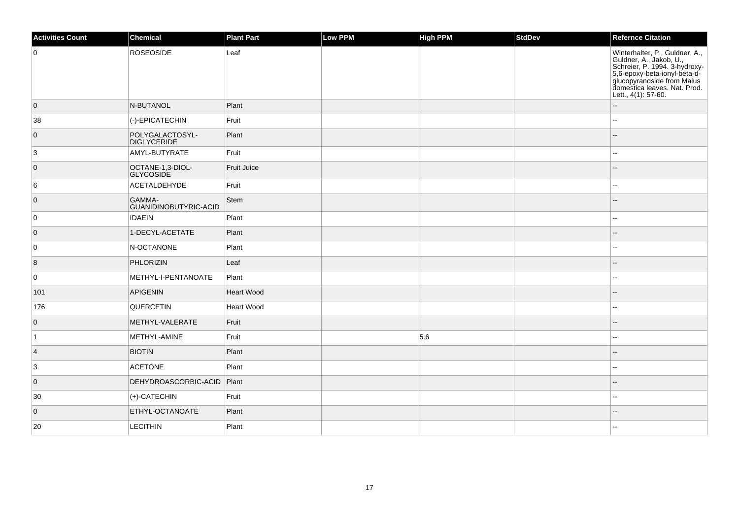| Activities Count | Chemical | Plant Part | Low PPM | High PPM | StdDev | Refernce Citation |
|---|---|---|---|---|---|---|
| 0 | ROSEOSIDE | Leaf | | | | Winterhalter, P., Guldner, A., Guldner, A., Jakob, U., Schreier, P. 1994. 3-hydroxy-5,6-epoxy-beta-ionyl-beta-d-glucopyranoside from Malus domestica leaves. Nat. Prod. Lett., 4(1): 57-60. |
| 0 | N-BUTANOL | Plant | | | | -- |
| 38 | (-)-EPICATECHIN | Fruit | | | | -- |
| 0 | POLYGALACTOSYL-DIGLYCERIDE | Plant | | | | -- |
| 3 | AMYL-BUTYRATE | Fruit | | | | -- |
| 0 | OCTANE-1,3-DIOL-GLYCOSIDE | Fruit Juice | | | | -- |
| 6 | ACETALDEHYDE | Fruit | | | | -- |
| 0 | GAMMA-GUANIDINOBUTYRIC-ACID | Stem | | | | -- |
| 0 | IDAEIN | Plant | | | | -- |
| 0 | 1-DECYL-ACETATE | Plant | | | | -- |
| 0 | N-OCTANONE | Plant | | | | -- |
| 8 | PHLORIZIN | Leaf | | | | -- |
| 0 | METHYL-I-PENTANOATE | Plant | | | | -- |
| 101 | APIGENIN | Heart Wood | | | | -- |
| 176 | QUERCETIN | Heart Wood | | | | -- |
| 0 | METHYL-VALERATE | Fruit | | | | -- |
| 1 | METHYL-AMINE | Fruit | | 5.6 | | -- |
| 4 | BIOTIN | Plant | | | | -- |
| 3 | ACETONE | Plant | | | | -- |
| 0 | DEHYDROASCORBIC-ACID | Plant | | | | -- |
| 30 | (+)-CATECHIN | Fruit | | | | -- |
| 0 | ETHYL-OCTANOATE | Plant | | | | -- |
| 20 | LECITHIN | Plant | | | | -- |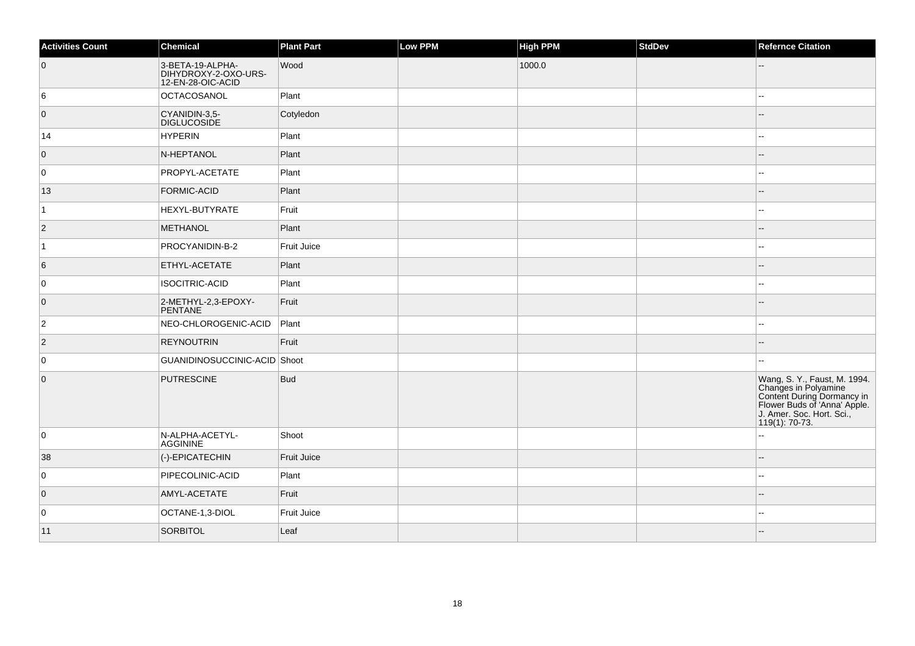| Activities Count | Chemical | Plant Part | Low PPM | High PPM | StdDev | Refernce Citation |
|---|---|---|---|---|---|---|
| 0 | 3-BETA-19-ALPHA-DIHYDROXY-2-OXO-URS-12-EN-28-OIC-ACID | Wood | | 1000.0 | | -- |
| 6 | OCTACOSANOL | Plant | | | | -- |
| 0 | CYANIDIN-3,5-DIGLUCOSIDE | Cotyledon | | | | -- |
| 14 | HYPERIN | Plant | | | | -- |
| 0 | N-HEPTANOL | Plant | | | | -- |
| 0 | PROPYL-ACETATE | Plant | | | | -- |
| 13 | FORMIC-ACID | Plant | | | | -- |
| 1 | HEXYL-BUTYRATE | Fruit | | | | -- |
| 2 | METHANOL | Plant | | | | -- |
| 1 | PROCYANIDIN-B-2 | Fruit Juice | | | | -- |
| 6 | ETHYL-ACETATE | Plant | | | | -- |
| 0 | ISOCITRIC-ACID | Plant | | | | -- |
| 0 | 2-METHYL-2,3-EPOXY-PENTANE | Fruit | | | | -- |
| 2 | NEO-CHLOROGENIC-ACID | Plant | | | | -- |
| 2 | REYNOUTRIN | Fruit | | | | -- |
| 0 | GUANIDINOSUCCINIC-ACID | Shoot | | | | -- |
| 0 | PUTRESCINE | Bud | | | | Wang, S. Y., Faust, M. 1994. Changes in Polyamine Content During Dormancy in Flower Buds of 'Anna' Apple. J. Amer. Soc. Hort. Sci., 119(1): 70-73. |
| 0 | N-ALPHA-ACETYL-AGGININE | Shoot | | | | -- |
| 38 | (-)-EPICATECHIN | Fruit Juice | | | | -- |
| 0 | PIPECOLINIC-ACID | Plant | | | | -- |
| 0 | AMYL-ACETATE | Fruit | | | | -- |
| 0 | OCTANE-1,3-DIOL | Fruit Juice | | | | -- |
| 11 | SORBITOL | Leaf | | | | -- |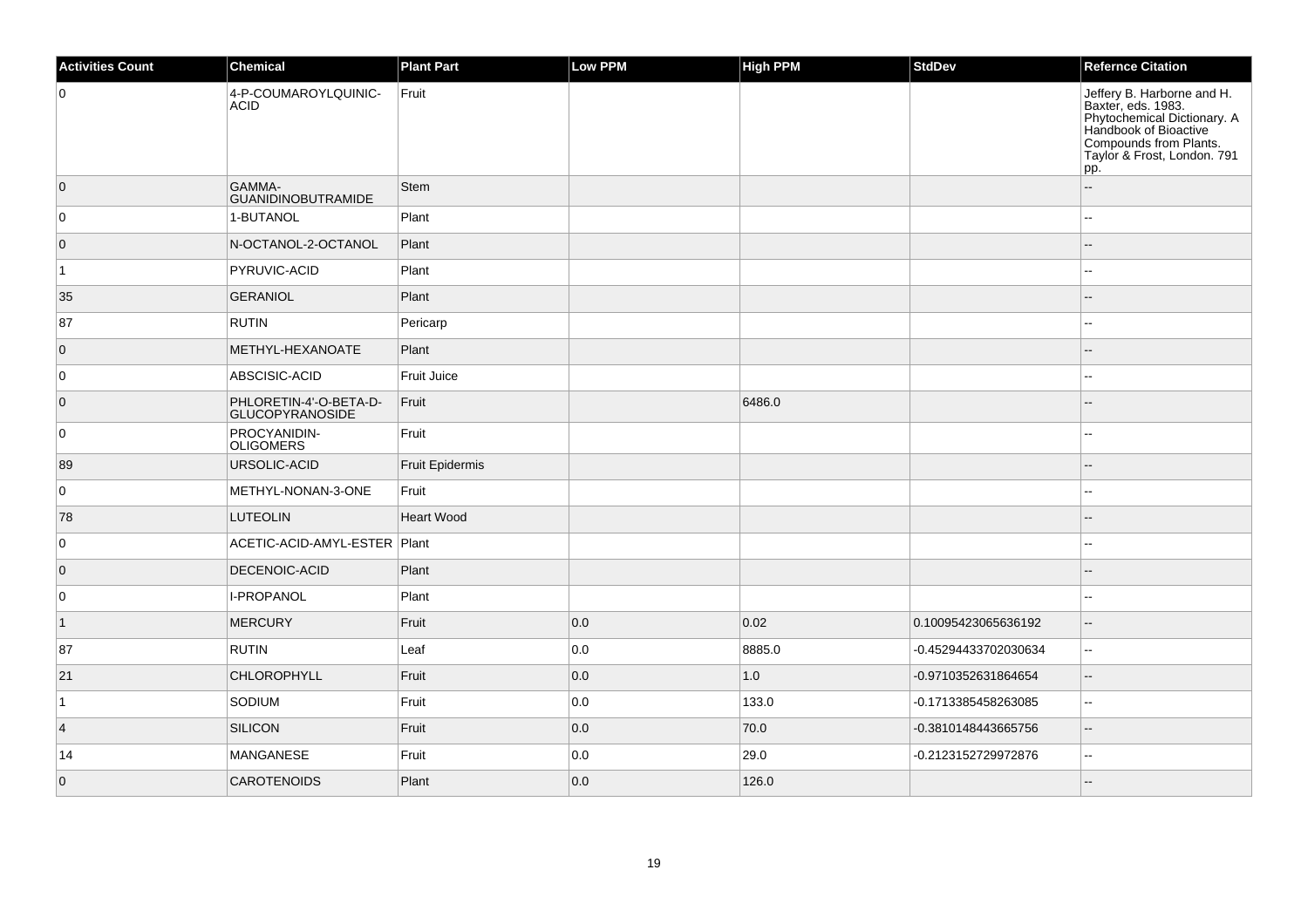| Activities Count | Chemical | Plant Part | Low PPM | High PPM | StdDev | Refernce Citation |
| --- | --- | --- | --- | --- | --- | --- |
| 0 | 4-P-COUMAROYLQUINIC-ACID | Fruit | | | | Jeffery B. Harborne and H. Baxter, eds. 1983. Phytochemical Dictionary. A Handbook of Bioactive Compounds from Plants. Taylor & Frost, London. 791 pp. |
| 0 | GAMMA-GUANIDINOBUTRAMIDE | Stem | | | | -- |
| 0 | 1-BUTANOL | Plant | | | | -- |
| 0 | N-OCTANOL-2-OCTANOL | Plant | | | | -- |
| 1 | PYRUVIC-ACID | Plant | | | | -- |
| 35 | GERANIOL | Plant | | | | -- |
| 87 | RUTIN | Pericarp | | | | -- |
| 0 | METHYL-HEXANOATE | Plant | | | | -- |
| 0 | ABSCISIC-ACID | Fruit Juice | | | | -- |
| 0 | PHLORETIN-4'-O-BETA-D-GLUCOPYRANOSIDE | Fruit | | 6486.0 | | -- |
| 0 | PROCYANIDIN-OLIGOMERS | Fruit | | | | -- |
| 89 | URSOLIC-ACID | Fruit Epidermis | | | | -- |
| 0 | METHYL-NONAN-3-ONE | Fruit | | | | -- |
| 78 | LUTEOLIN | Heart Wood | | | | -- |
| 0 | ACETIC-ACID-AMYL-ESTER | Plant | | | | -- |
| 0 | DECENOIC-ACID | Plant | | | | -- |
| 0 | I-PROPANOL | Plant | | | | -- |
| 1 | MERCURY | Fruit | 0.0 | 0.02 | 0.10095423065636192 | -- |
| 87 | RUTIN | Leaf | 0.0 | 8885.0 | -0.45294433702030634 | -- |
| 21 | CHLOROPHYLL | Fruit | 0.0 | 1.0 | -0.9710352631864654 | -- |
| 1 | SODIUM | Fruit | 0.0 | 133.0 | -0.1713385458263085 | -- |
| 4 | SILICON | Fruit | 0.0 | 70.0 | -0.3810148443665756 | -- |
| 14 | MANGANESE | Fruit | 0.0 | 29.0 | -0.2123152729972876 | -- |
| 0 | CAROTENOIDS | Plant | 0.0 | 126.0 | | -- |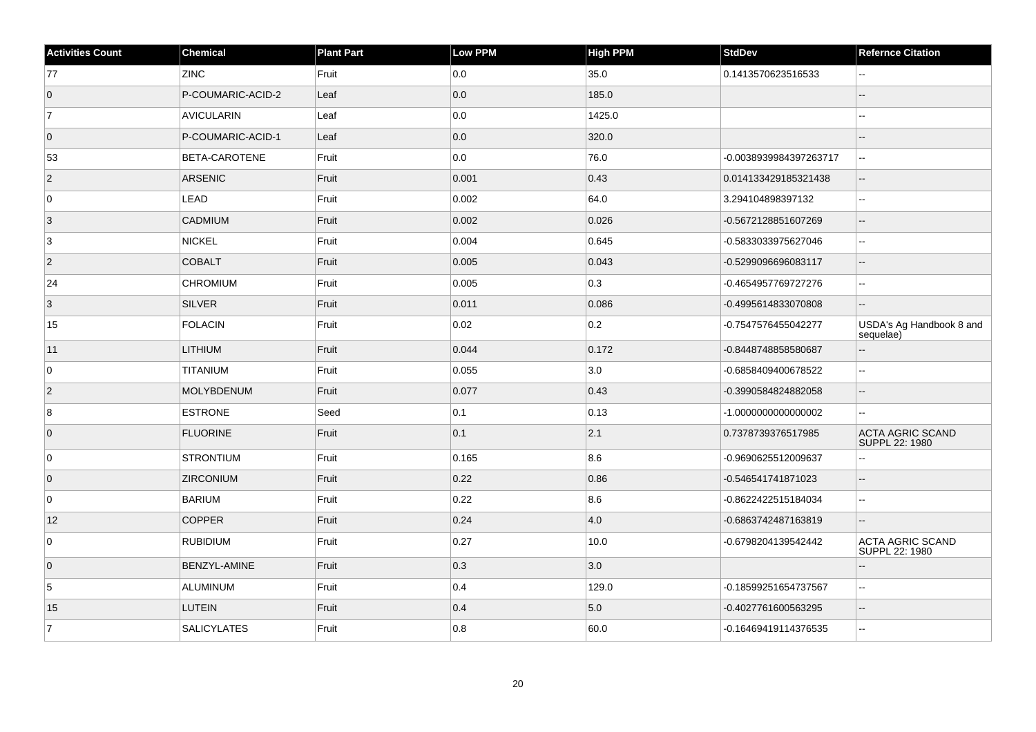| Activities Count | Chemical | Plant Part | Low PPM | High PPM | StdDev | Refernce Citation |
|---|---|---|---|---|---|---|
| 77 | ZINC | Fruit | 0.0 | 35.0 | 0.1413570623516533 | -- |
| 0 | P-COUMARIC-ACID-2 | Leaf | 0.0 | 185.0 | | -- |
| 7 | AVICULARIN | Leaf | 0.0 | 1425.0 | | -- |
| 0 | P-COUMARIC-ACID-1 | Leaf | 0.0 | 320.0 | | -- |
| 53 | BETA-CAROTENE | Fruit | 0.0 | 76.0 | -0.0038939984397263717 | -- |
| 2 | ARSENIC | Fruit | 0.001 | 0.43 | 0.014133429185321438 | -- |
| 0 | LEAD | Fruit | 0.002 | 64.0 | 3.294104898397132 | -- |
| 3 | CADMIUM | Fruit | 0.002 | 0.026 | -0.5672128851607269 | -- |
| 3 | NICKEL | Fruit | 0.004 | 0.645 | -0.5833033975627046 | -- |
| 2 | COBALT | Fruit | 0.005 | 0.043 | -0.5299096696083117 | -- |
| 24 | CHROMIUM | Fruit | 0.005 | 0.3 | -0.4654957769727276 | -- |
| 3 | SILVER | Fruit | 0.011 | 0.086 | -0.4995614833070808 | -- |
| 15 | FOLACIN | Fruit | 0.02 | 0.2 | -0.7547576455042277 | USDA's Ag Handbook 8 and sequelae) |
| 11 | LITHIUM | Fruit | 0.044 | 0.172 | -0.8448748858580687 | -- |
| 0 | TITANIUM | Fruit | 0.055 | 3.0 | -0.6858409400678522 | -- |
| 2 | MOLYBDENUM | Fruit | 0.077 | 0.43 | -0.3990584824882058 | -- |
| 8 | ESTRONE | Seed | 0.1 | 0.13 | -1.0000000000000002 | -- |
| 0 | FLUORINE | Fruit | 0.1 | 2.1 | 0.7378739376517985 | ACTA AGRIC SCAND SUPPL 22: 1980 |
| 0 | STRONTIUM | Fruit | 0.165 | 8.6 | -0.9690625512009637 | -- |
| 0 | ZIRCONIUM | Fruit | 0.22 | 0.86 | -0.546541741871023 | -- |
| 0 | BARIUM | Fruit | 0.22 | 8.6 | -0.8622422515184034 | -- |
| 12 | COPPER | Fruit | 0.24 | 4.0 | -0.6863742487163819 | -- |
| 0 | RUBIDIUM | Fruit | 0.27 | 10.0 | -0.6798204139542442 | ACTA AGRIC SCAND SUPPL 22: 1980 |
| 0 | BENZYL-AMINE | Fruit | 0.3 | 3.0 | | -- |
| 5 | ALUMINUM | Fruit | 0.4 | 129.0 | -0.18599251654737567 | -- |
| 15 | LUTEIN | Fruit | 0.4 | 5.0 | -0.4027761600563295 | -- |
| 7 | SALICYLATES | Fruit | 0.8 | 60.0 | -0.16469419114376535 | -- |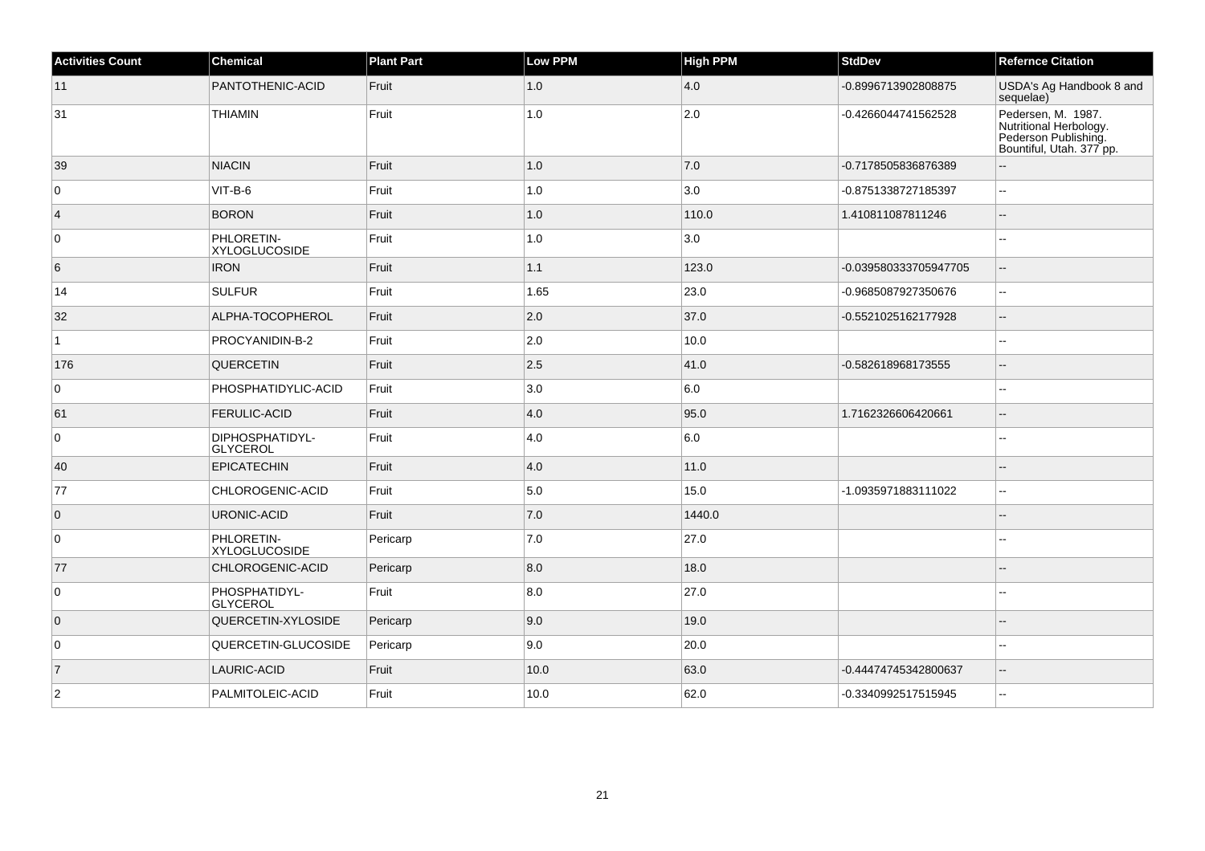| Activities Count | Chemical | Plant Part | Low PPM | High PPM | StdDev | Refernce Citation |
| --- | --- | --- | --- | --- | --- | --- |
| 11 | PANTOTHENIC-ACID | Fruit | 1.0 | 4.0 | -0.8996713902808875 | USDA's Ag Handbook 8 and sequelae) |
| 31 | THIAMIN | Fruit | 1.0 | 2.0 | -0.4266044741562528 | Pedersen, M. 1987. Nutritional Herbology. Pederson Publishing. Bountiful, Utah. 377 pp. |
| 39 | NIACIN | Fruit | 1.0 | 7.0 | -0.7178505836876389 | -- |
| 0 | VIT-B-6 | Fruit | 1.0 | 3.0 | -0.8751338727185397 | -- |
| 4 | BORON | Fruit | 1.0 | 110.0 | 1.410811087811246 | -- |
| 0 | PHLORETIN-XYLOGLUCOSIDE | Fruit | 1.0 | 3.0 | | -- |
| 6 | IRON | Fruit | 1.1 | 123.0 | -0.039580333705947705 | -- |
| 14 | SULFUR | Fruit | 1.65 | 23.0 | -0.9685087927350676 | -- |
| 32 | ALPHA-TOCOPHEROL | Fruit | 2.0 | 37.0 | -0.5521025162177928 | -- |
| 1 | PROCYANIDIN-B-2 | Fruit | 2.0 | 10.0 | | -- |
| 176 | QUERCETIN | Fruit | 2.5 | 41.0 | -0.582618968173555 | -- |
| 0 | PHOSPHATIDYLIC-ACID | Fruit | 3.0 | 6.0 | | -- |
| 61 | FERULIC-ACID | Fruit | 4.0 | 95.0 | 1.7162326606420661 | -- |
| 0 | DIPHOSPHATIDYL-GLYCEROL | Fruit | 4.0 | 6.0 | | -- |
| 40 | EPICATECHIN | Fruit | 4.0 | 11.0 | | -- |
| 77 | CHLOROGENIC-ACID | Fruit | 5.0 | 15.0 | -1.0935971883111022 | -- |
| 0 | URONIC-ACID | Fruit | 7.0 | 1440.0 | | -- |
| 0 | PHLORETIN-XYLOGLUCOSIDE | Pericarp | 7.0 | 27.0 | | -- |
| 77 | CHLOROGENIC-ACID | Pericarp | 8.0 | 18.0 | | -- |
| 0 | PHOSPHATIDYL-GLYCEROL | Fruit | 8.0 | 27.0 | | -- |
| 0 | QUERCETIN-XYLOSIDE | Pericarp | 9.0 | 19.0 | | -- |
| 0 | QUERCETIN-GLUCOSIDE | Pericarp | 9.0 | 20.0 | | -- |
| 7 | LAURIC-ACID | Fruit | 10.0 | 63.0 | -0.44474745342800637 | -- |
| 2 | PALMITOLEIC-ACID | Fruit | 10.0 | 62.0 | -0.3340992517515945 | -- |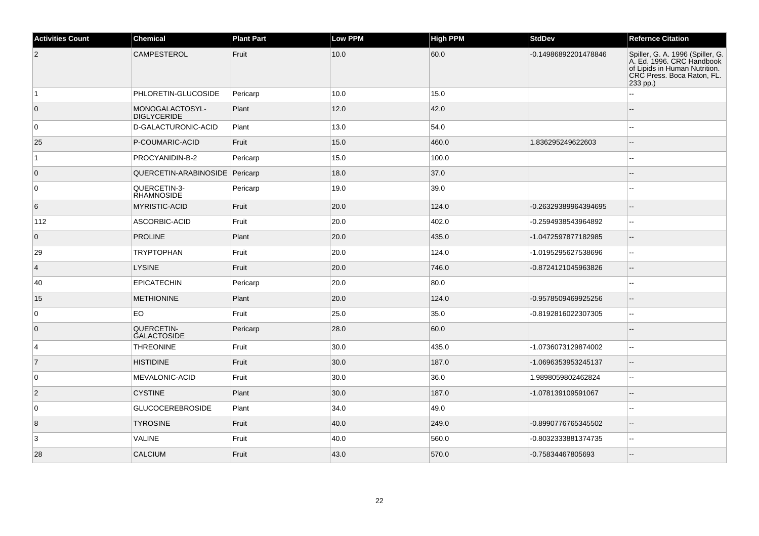| Activities Count | Chemical | Plant Part | Low PPM | High PPM | StdDev | Refernce Citation |
|---|---|---|---|---|---|---|
| 2 | CAMPESTEROL | Fruit | 10.0 | 60.0 | -0.14986892201478846 | Spiller, G. A. 1996 (Spiller, G. A. Ed. 1996. CRC Handbook of Lipids in Human Nutrition. CRC Press. Boca Raton, FL. 233 pp.) |
| 1 | PHLORETIN-GLUCOSIDE | Pericarp | 10.0 | 15.0 | | -- |
| 0 | MONOGALACTOSYL-DIGLYCERIDE | Plant | 12.0 | 42.0 | | -- |
| 0 | D-GALACTURONIC-ACID | Plant | 13.0 | 54.0 | | -- |
| 25 | P-COUMARIC-ACID | Fruit | 15.0 | 460.0 | 1.836295249622603 | -- |
| 1 | PROCYANIDIN-B-2 | Pericarp | 15.0 | 100.0 | | -- |
| 0 | QUERCETIN-ARABINOSIDE | Pericarp | 18.0 | 37.0 | | -- |
| 0 | QUERCETIN-3-RHAMNOSIDE | Pericarp | 19.0 | 39.0 | | -- |
| 6 | MYRISTIC-ACID | Fruit | 20.0 | 124.0 | -0.26329389964394695 | -- |
| 112 | ASCORBIC-ACID | Fruit | 20.0 | 402.0 | -0.2594938543964892 | -- |
| 0 | PROLINE | Plant | 20.0 | 435.0 | -1.0472597877182985 | -- |
| 29 | TRYPTOPHAN | Fruit | 20.0 | 124.0 | -1.0195295627538696 | -- |
| 4 | LYSINE | Fruit | 20.0 | 746.0 | -0.8724121045963826 | -- |
| 40 | EPICATECHIN | Pericarp | 20.0 | 80.0 | | -- |
| 15 | METHIONINE | Plant | 20.0 | 124.0 | -0.9578509469925256 | -- |
| 0 | EO | Fruit | 25.0 | 35.0 | -0.8192816022307305 | -- |
| 0 | QUERCETIN-GALACTOSIDE | Pericarp | 28.0 | 60.0 | | -- |
| 4 | THREONINE | Fruit | 30.0 | 435.0 | -1.0736073129874002 | -- |
| 7 | HISTIDINE | Fruit | 30.0 | 187.0 | -1.0696353953245137 | -- |
| 0 | MEVALONIC-ACID | Fruit | 30.0 | 36.0 | 1.9898059802462824 | -- |
| 2 | CYSTINE | Plant | 30.0 | 187.0 | -1.078139109591067 | -- |
| 0 | GLUCOCEREBROSIDE | Plant | 34.0 | 49.0 | | -- |
| 8 | TYROSINE | Fruit | 40.0 | 249.0 | -0.8990776765345502 | -- |
| 3 | VALINE | Fruit | 40.0 | 560.0 | -0.8032333881374735 | -- |
| 28 | CALCIUM | Fruit | 43.0 | 570.0 | -0.75834467805693 | -- |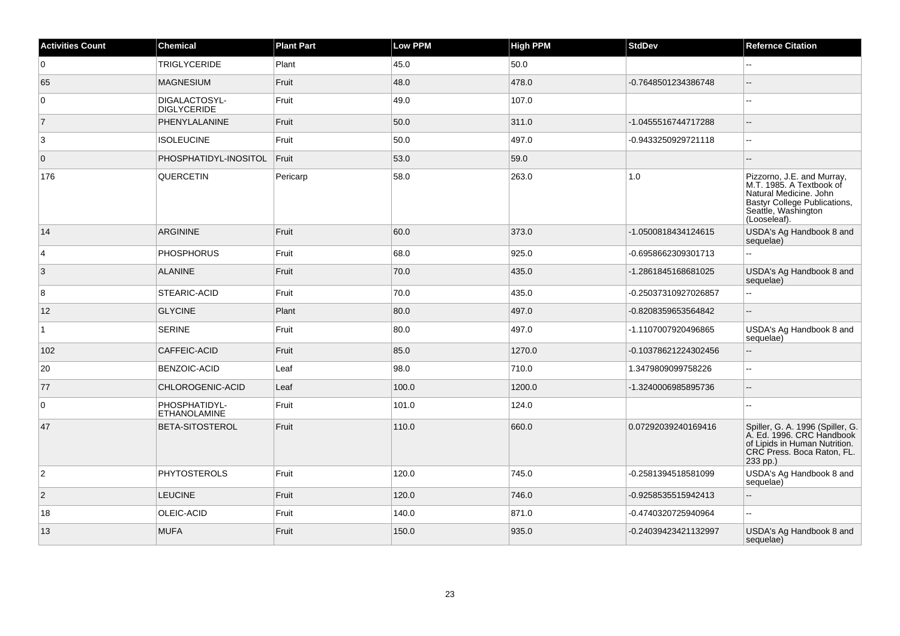| Activities Count | Chemical | Plant Part | Low PPM | High PPM | StdDev | Refernce Citation |
|---|---|---|---|---|---|---|
| 0 | TRIGLYCERIDE | Plant | 45.0 | 50.0 | | -- |
| 65 | MAGNESIUM | Fruit | 48.0 | 478.0 | -0.7648501234386748 | -- |
| 0 | DIGALACTOSYL-DIGLYCERIDE | Fruit | 49.0 | 107.0 | | -- |
| 7 | PHENYLALANINE | Fruit | 50.0 | 311.0 | -1.0455516744717288 | -- |
| 3 | ISOLEUCINE | Fruit | 50.0 | 497.0 | -0.9433250929721118 | -- |
| 0 | PHOSPHATIDYL-INOSITOL | Fruit | 53.0 | 59.0 | | -- |
| 176 | QUERCETIN | Pericarp | 58.0 | 263.0 | 1.0 | Pizzorno, J.E. and Murray, M.T. 1985. A Textbook of Natural Medicine. John Bastyr College Publications, Seattle, Washington (Looseleaf). |
| 14 | ARGININE | Fruit | 60.0 | 373.0 | -1.0500818434124615 | USDA's Ag Handbook 8 and sequelae) |
| 4 | PHOSPHORUS | Fruit | 68.0 | 925.0 | -0.6958662309301713 | -- |
| 3 | ALANINE | Fruit | 70.0 | 435.0 | -1.2861845168681025 | USDA's Ag Handbook 8 and sequelae) |
| 8 | STEARIC-ACID | Fruit | 70.0 | 435.0 | -0.25037310927026857 | -- |
| 12 | GLYCINE | Plant | 80.0 | 497.0 | -0.8208359653564842 | -- |
| 1 | SERINE | Fruit | 80.0 | 497.0 | -1.1107007920496865 | USDA's Ag Handbook 8 and sequelae) |
| 102 | CAFFEIC-ACID | Fruit | 85.0 | 1270.0 | -0.10378621224302456 | -- |
| 20 | BENZOIC-ACID | Leaf | 98.0 | 710.0 | 1.3479809099758226 | -- |
| 77 | CHLOROGENIC-ACID | Leaf | 100.0 | 1200.0 | -1.3240006985895736 | -- |
| 0 | PHOSPHATIDYL-ETHANOLAMINE | Fruit | 101.0 | 124.0 | | -- |
| 47 | BETA-SITOSTEROL | Fruit | 110.0 | 660.0 | 0.07292039240169416 | Spiller, G. A. 1996 (Spiller, G. A. Ed. 1996. CRC Handbook of Lipids in Human Nutrition. CRC Press. Boca Raton, FL. 233 pp.) |
| 2 | PHYTOSTEROLS | Fruit | 120.0 | 745.0 | -0.2581394518581099 | USDA's Ag Handbook 8 and sequelae) |
| 2 | LEUCINE | Fruit | 120.0 | 746.0 | -0.9258535515942413 | -- |
| 18 | OLEIC-ACID | Fruit | 140.0 | 871.0 | -0.4740320725940964 | -- |
| 13 | MUFA | Fruit | 150.0 | 935.0 | -0.24039423421132997 | USDA's Ag Handbook 8 and sequelae) |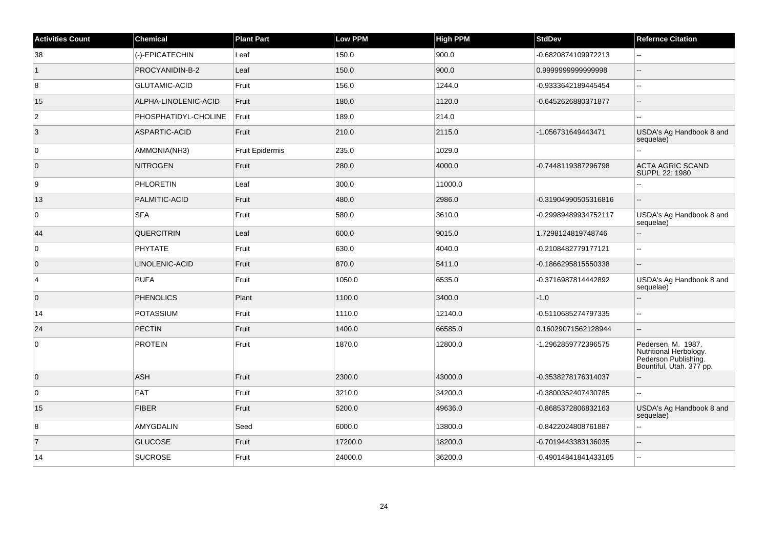| Activities Count | Chemical | Plant Part | Low PPM | High PPM | StdDev | Refernce Citation |
|---|---|---|---|---|---|---|
| 38 | (-)-EPICATECHIN | Leaf | 150.0 | 900.0 | -0.6820874109972213 | -- |
| 1 | PROCYANIDIN-B-2 | Leaf | 150.0 | 900.0 | 0.9999999999999998 | -- |
| 8 | GLUTAMIC-ACID | Fruit | 156.0 | 1244.0 | -0.9333642189445454 | -- |
| 15 | ALPHA-LINOLENIC-ACID | Fruit | 180.0 | 1120.0 | -0.6452626880371877 | -- |
| 2 | PHOSPHATIDYL-CHOLINE | Fruit | 189.0 | 214.0 | | -- |
| 3 | ASPARTIC-ACID | Fruit | 210.0 | 2115.0 | -1.056731649443471 | USDA's Ag Handbook 8 and sequelae) |
| 0 | AMMONIA(NH3) | Fruit Epidermis | 235.0 | 1029.0 | | -- |
| 0 | NITROGEN | Fruit | 280.0 | 4000.0 | -0.7448119387296798 | ACTA AGRIC SCAND SUPPL 22: 1980 |
| 9 | PHLORETIN | Leaf | 300.0 | 11000.0 | | -- |
| 13 | PALMITIC-ACID | Fruit | 480.0 | 2986.0 | -0.31904990505316816 | -- |
| 0 | SFA | Fruit | 580.0 | 3610.0 | -0.29989489934752117 | USDA's Ag Handbook 8 and sequelae) |
| 44 | QUERCITRIN | Leaf | 600.0 | 9015.0 | 1.7298124819748746 | -- |
| 0 | PHYTATE | Fruit | 630.0 | 4040.0 | -0.2108482779177121 | -- |
| 0 | LINOLENIC-ACID | Fruit | 870.0 | 5411.0 | -0.1866295815550338 | -- |
| 4 | PUFA | Fruit | 1050.0 | 6535.0 | -0.3716987814442892 | USDA's Ag Handbook 8 and sequelae) |
| 0 | PHENOLICS | Plant | 1100.0 | 3400.0 | -1.0 | -- |
| 14 | POTASSIUM | Fruit | 1110.0 | 12140.0 | -0.5110685274797335 | -- |
| 24 | PECTIN | Fruit | 1400.0 | 66585.0 | 0.16029071562128944 | -- |
| 0 | PROTEIN | Fruit | 1870.0 | 12800.0 | -1.2962859772396575 | Pedersen, M. 1987. Nutritional Herbology. Pederson Publishing. Bountiful, Utah. 377 pp. |
| 0 | ASH | Fruit | 2300.0 | 43000.0 | -0.3538278176314037 | -- |
| 0 | FAT | Fruit | 3210.0 | 34200.0 | -0.3800352407430785 | -- |
| 15 | FIBER | Fruit | 5200.0 | 49636.0 | -0.8685372806832163 | USDA's Ag Handbook 8 and sequelae) |
| 8 | AMYGDALIN | Seed | 6000.0 | 13800.0 | -0.8422024808761887 | -- |
| 7 | GLUCOSE | Fruit | 17200.0 | 18200.0 | -0.7019443383136035 | -- |
| 14 | SUCROSE | Fruit | 24000.0 | 36200.0 | -0.49014841841433165 | -- |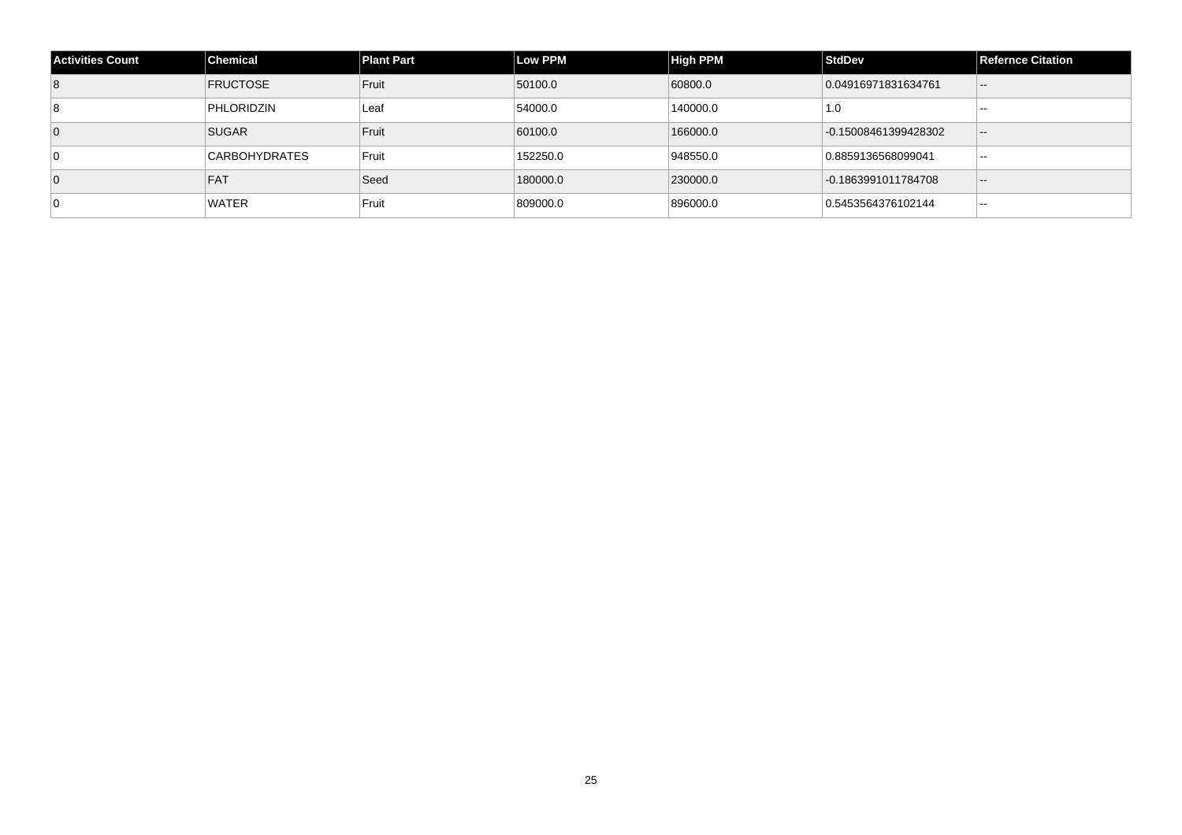| Activities Count | Chemical | Plant Part | Low PPM | High PPM | StdDev | Refernce Citation |
|---|---|---|---|---|---|---|
| 8 | FRUCTOSE | Fruit | 50100.0 | 60800.0 | 0.04916971831634761 | -- |
| 8 | PHLORIDZIN | Leaf | 54000.0 | 140000.0 | 1.0 | -- |
| 0 | SUGAR | Fruit | 60100.0 | 166000.0 | -0.15008461399428302 | -- |
| 0 | CARBOHYDRATES | Fruit | 152250.0 | 948550.0 | 0.8859136568099041 | -- |
| 0 | FAT | Seed | 180000.0 | 230000.0 | -0.1863991011784708 | -- |
| 0 | WATER | Fruit | 809000.0 | 896000.0 | 0.5453564376102144 | -- |